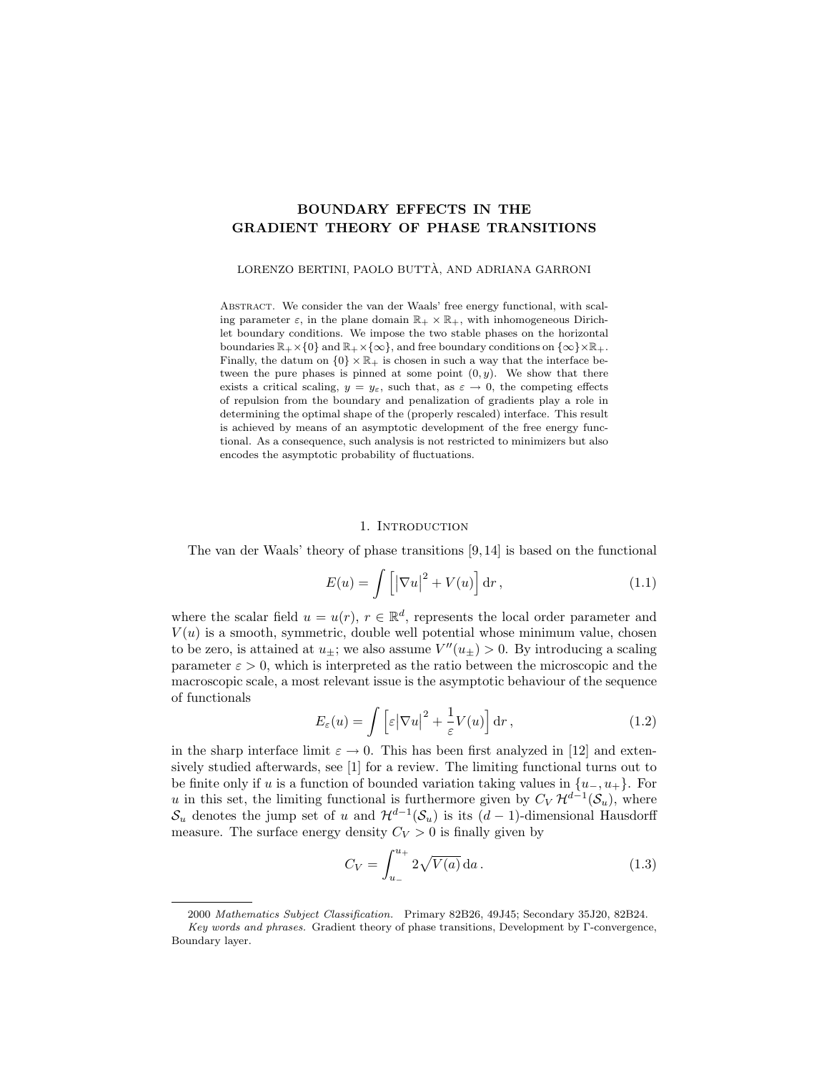# BOUNDARY EFFECTS IN THE GRADIENT THEORY OF PHASE TRANSITIONS

LORENZO BERTINI, PAOLO BUTTÀ, AND ADRIANA GARRONI

Abstract. We consider the van der Waals' free energy functional, with scaling parameter $\varepsilon$, in the plane domain $\mathbb{R}_+ \times \mathbb{R}_+$, with inhomogeneous Dirichlet boundary conditions. We impose the two stable phases on the horizontal boundaries $\mathbb{R}_+ \times \{0\}$ and $\mathbb{R}_+ \times \{\infty\}$, and free boundary conditions on $\{\infty\} \times \mathbb{R}_+$. Finally, the datum on $\{0\} \times \mathbb{R}_+$ is chosen in such a way that the interface between the pure phases is pinned at some point $(0, y)$. We show that there exists a critical scaling, $y = y_\varepsilon$, such that, as $\varepsilon \to 0$, the competing effects of repulsion from the boundary and penalization of gradients play a role in determining the optimal shape of the (properly rescaled) interface. This result is achieved by means of an asymptotic development of the free energy functional. As a consequence, such analysis is not restricted to minimizers but also encodes the asymptotic probability of fluctuations.

## 1. Introduction

The van der Waals' theory of phase transitions [9, 14] is based on the functional

$$E(u) = \int \Big[ \big|\nabla u\big|^2 + V(u) \Big] \, \mathrm{d}r \,, \tag{1.1}$$

where the scalar field $u = u(r)$, $r \in \mathbb{R}^d$, represents the local order parameter and $V(u)$ is a smooth, symmetric, double well potential whose minimum value, chosen to be zero, is attained at $u_\pm$; we also assume $V''(u_\pm) > 0$. By introducing a scaling parameter $\varepsilon > 0$, which is interpreted as the ratio between the microscopic and the macroscopic scale, a most relevant issue is the asymptotic behaviour of the sequence of functionals

$$E_\varepsilon(u) = \int \Big[ \varepsilon \big|\nabla u\big|^2 + \frac{1}{\varepsilon} V(u) \Big] \, \mathrm{d}r \,, \tag{1.2}$$

in the sharp interface limit $\varepsilon \to 0$. This has been first analyzed in [12] and extensively studied afterwards, see [1] for a review. The limiting functional turns out to be finite only if $u$ is a function of bounded variation taking values in $\{u_-, u_+\}$. For $u$ in this set, the limiting functional is furthermore given by $C_V \, \mathcal{H}^{d-1}(\mathcal{S}_u)$, where $\mathcal{S}_u$ denotes the jump set of $u$ and $\mathcal{H}^{d-1}(\mathcal{S}_u)$ is its $(d-1)$-dimensional Hausdorff measure. The surface energy density $C_V > 0$ is finally given by

$$C_V = \int_{u_-}^{u_+} 2\sqrt{V(a)} \, \mathrm{d}a \,. \tag{1.3}$$

---

2000 *Mathematics Subject Classification.* Primary 82B26, 49J45; Secondary 35J20, 82B24.

*Key words and phrases.* Gradient theory of phase transitions, Development by Γ-convergence, Boundary layer.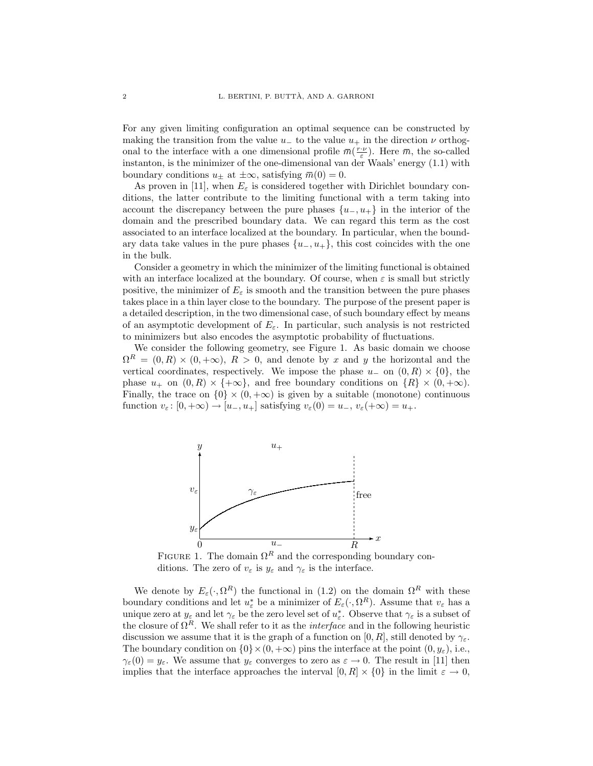For any given limiting configuration an optimal sequence can be constructed by making the transition from the value $u_-$ to the value $u_+$ in the direction $\nu$ orthogonal to the interface with a one dimensional profile $\bar{m}(\frac{r\cdot\nu}{\varepsilon})$. Here $\bar{m}$, the so-called instanton, is the minimizer of the one-dimensional van der Waals' energy (1.1) with boundary conditions $u_\pm$ at $\pm\infty$, satisfying $\bar{m}(0) = 0$.

As proven in [11], when $E_\varepsilon$ is considered together with Dirichlet boundary conditions, the latter contribute to the limiting functional with a term taking into account the discrepancy between the pure phases $\{u_-, u_+\}$ in the interior of the domain and the prescribed boundary data. We can regard this term as the cost associated to an interface localized at the boundary. In particular, when the boundary data take values in the pure phases $\{u_-, u_+\}$, this cost coincides with the one in the bulk.

Consider a geometry in which the minimizer of the limiting functional is obtained with an interface localized at the boundary. Of course, when $\varepsilon$ is small but strictly positive, the minimizer of $E_\varepsilon$ is smooth and the transition between the pure phases takes place in a thin layer close to the boundary. The purpose of the present paper is a detailed description, in the two dimensional case, of such boundary effect by means of an asymptotic development of $E_\varepsilon$. In particular, such analysis is not restricted to minimizers but also encodes the asymptotic probability of fluctuations.

We consider the following geometry, see Figure 1. As basic domain we choose $\Omega^R = (0, R) \times (0, +\infty)$, $R > 0$, and denote by $x$ and $y$ the horizontal and the vertical coordinates, respectively. We impose the phase $u_-$ on $(0, R) \times \{0\}$, the phase $u_+$ on $(0, R) \times \{+\infty\}$, and free boundary conditions on $\{R\} \times (0, +\infty)$. Finally, the trace on $\{0\} \times (0, +\infty)$ is given by a suitable (monotone) continuous function $v_\varepsilon \colon [0, +\infty) \to [u_-, u_+]$ satisfying $v_\varepsilon(0) = u_-$, $v_\varepsilon(+\infty) = u_+$.

y
$u_+$
$v_\varepsilon$
$\gamma_\varepsilon$
free
$y_\varepsilon$
0
$u_-$
R
x

FIGURE 1. The domain $\Omega^R$ and the corresponding boundary conditions. The zero of $v_\varepsilon$ is $y_\varepsilon$ and $\gamma_\varepsilon$ is the interface.

We denote by $E_\varepsilon(\cdot, \Omega^R)$ the functional in (1.2) on the domain $\Omega^R$ with these boundary conditions and let $u^*_\varepsilon$ be a minimizer of $E_\varepsilon(\cdot, \Omega^R)$. Assume that $v_\varepsilon$ has a unique zero at $y_\varepsilon$ and let $\gamma_\varepsilon$ be the zero level set of $u^*_\varepsilon$. Observe that $\gamma_\varepsilon$ is a subset of the closure of $\Omega^R$. We shall refer to it as the *interface* and in the following heuristic discussion we assume that it is the graph of a function on $[0, R]$, still denoted by $\gamma_\varepsilon$. The boundary condition on $\{0\} \times (0, +\infty)$ pins the interface at the point $(0, y_\varepsilon)$, i.e., $\gamma_\varepsilon(0) = y_\varepsilon$. We assume that $y_\varepsilon$ converges to zero as $\varepsilon \to 0$. The result in [11] then implies that the interface approaches the interval $[0, R] \times \{0\}$ in the limit $\varepsilon \to 0$,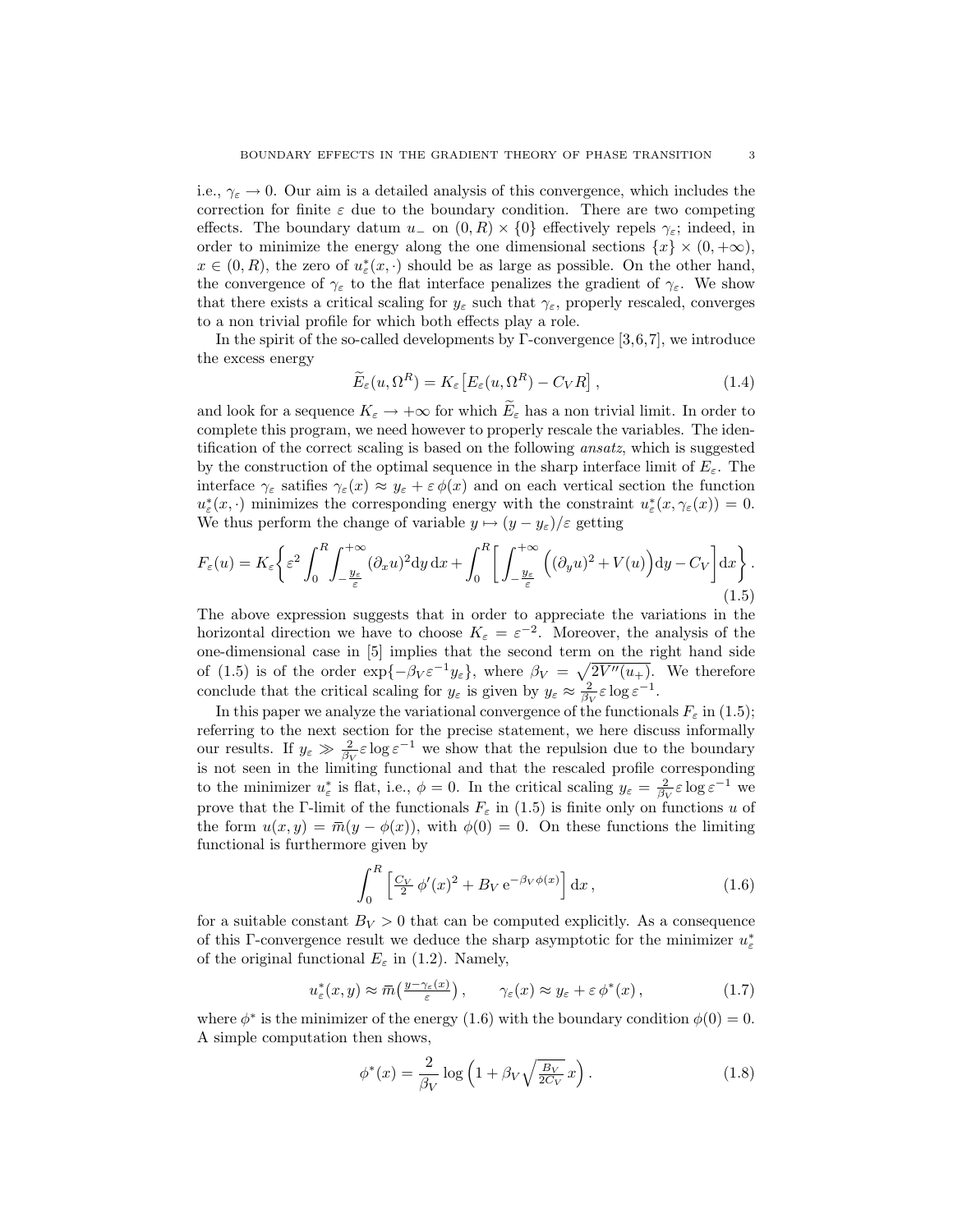i.e., $\gamma_\varepsilon \to 0$. Our aim is a detailed analysis of this convergence, which includes the correction for finite $\varepsilon$ due to the boundary condition. There are two competing effects. The boundary datum $u_-$ on $(0,R)\times\{0\}$ effectively repels $\gamma_\varepsilon$; indeed, in order to minimize the energy along the one dimensional sections $\{x\}\times(0,+\infty)$, $x\in(0,R)$, the zero of $u^*_\varepsilon(x,\cdot)$ should be as large as possible. On the other hand, the convergence of $\gamma_\varepsilon$ to the flat interface penalizes the gradient of $\gamma_\varepsilon$. We show that there exists a critical scaling for $y_\varepsilon$ such that $\gamma_\varepsilon$, properly rescaled, converges to a non trivial profile for which both effects play a role.

In the spirit of the so-called developments by $\Gamma$-convergence [3,6,7], we introduce the excess energy

$$
\widetilde{E}_\varepsilon(u,\Omega^R) = K_\varepsilon\big[E_\varepsilon(u,\Omega^R) - C_V R\big]\,, \tag{1.4}
$$

and look for a sequence $K_\varepsilon \to +\infty$ for which $\widetilde{E}_\varepsilon$ has a non trivial limit. In order to complete this program, we need however to properly rescale the variables. The identification of the correct scaling is based on the following *ansatz*, which is suggested by the construction of the optimal sequence in the sharp interface limit of $E_\varepsilon$. The interface $\gamma_\varepsilon$ satisfies $\gamma_\varepsilon(x)\approx y_\varepsilon + \varepsilon\,\phi(x)$ and on each vertical section the function $u^*_\varepsilon(x,\cdot)$ minimizes the corresponding energy with the constraint $u^*_\varepsilon(x,\gamma_\varepsilon(x))=0$. We thus perform the change of variable $y\mapsto(y-y_\varepsilon)/\varepsilon$ getting

$$
F_\varepsilon(u) = K_\varepsilon\bigg\{\varepsilon^2\int_0^R\int_{-\frac{y_\varepsilon}{\varepsilon}}^{+\infty}(\partial_x u)^2\mathrm{d}y\,\mathrm{d}x + \int_0^R\bigg[\int_{-\frac{y_\varepsilon}{\varepsilon}}^{+\infty}\Big((\partial_y u)^2 + V(u)\Big)\mathrm{d}y - C_V\bigg]\mathrm{d}x\bigg\}\,. \tag{1.5}
$$

The above expression suggests that in order to appreciate the variations in the horizontal direction we have to choose $K_\varepsilon = \varepsilon^{-2}$. Moreover, the analysis of the one-dimensional case in [5] implies that the second term on the right hand side of (1.5) is of the order $\exp\{-\beta_V\varepsilon^{-1}y_\varepsilon\}$, where $\beta_V = \sqrt{2V''(u_+)}$. We therefore conclude that the critical scaling for $y_\varepsilon$ is given by $y_\varepsilon \approx \frac{2}{\beta_V}\varepsilon\log\varepsilon^{-1}$.

In this paper we analyze the variational convergence of the functionals $F_\varepsilon$ in (1.5); referring to the next section for the precise statement, we here discuss informally our results. If $y_\varepsilon \gg \frac{2}{\beta_V}\varepsilon\log\varepsilon^{-1}$ we show that the repulsion due to the boundary is not seen in the limiting functional and that the rescaled profile corresponding to the minimizer $u^*_\varepsilon$ is flat, i.e., $\phi=0$. In the critical scaling $y_\varepsilon = \frac{2}{\beta_V}\varepsilon\log\varepsilon^{-1}$ we prove that the $\Gamma$-limit of the functionals $F_\varepsilon$ in (1.5) is finite only on functions $u$ of the form $u(x,y)=\bar{m}(y-\phi(x))$, with $\phi(0)=0$. On these functions the limiting functional is furthermore given by

$$
\int_0^R \Big[\tfrac{C_V}{2}\,\phi'(x)^2 + B_V\,\mathrm{e}^{-\beta_V\phi(x)}\Big]\,\mathrm{d}x\,, \tag{1.6}
$$

for a suitable constant $B_V>0$ that can be computed explicitly. As a consequence of this $\Gamma$-convergence result we deduce the sharp asymptotic for the minimizer $u^*_\varepsilon$ of the original functional $E_\varepsilon$ in (1.2). Namely,

$$
u^*_\varepsilon(x,y)\approx\bar{m}\big(\tfrac{y-\gamma_\varepsilon(x)}{\varepsilon}\big)\,,\qquad \gamma_\varepsilon(x)\approx y_\varepsilon + \varepsilon\,\phi^*(x)\,, \tag{1.7}
$$

where $\phi^*$ is the minimizer of the energy (1.6) with the boundary condition $\phi(0)=0$. A simple computation then shows,

$$
\phi^*(x) = \frac{2}{\beta_V}\log\Big(1+\beta_V\sqrt{\tfrac{B_V}{2C_V}}\,x\Big)\,. \tag{1.8}
$$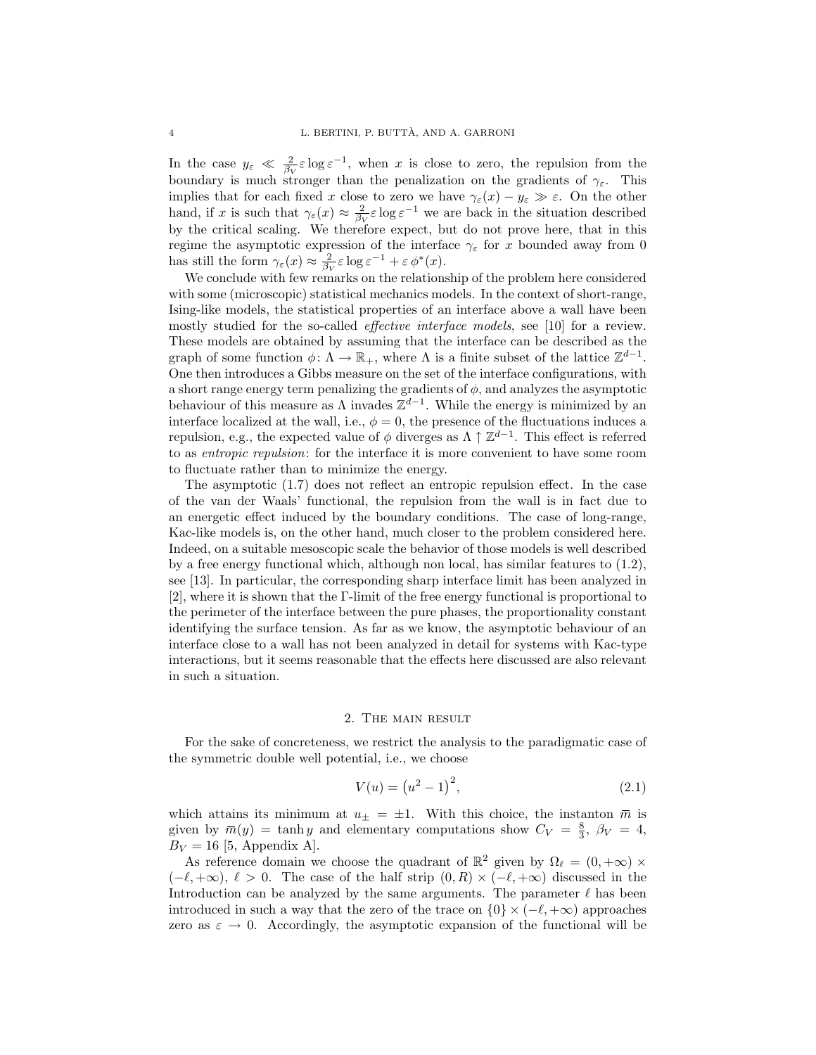In the case $y_\varepsilon \ll \frac{2}{\beta_V}\varepsilon \log \varepsilon^{-1}$, when $x$ is close to zero, the repulsion from the boundary is much stronger than the penalization on the gradients of $\gamma_\varepsilon$. This implies that for each fixed $x$ close to zero we have $\gamma_\varepsilon(x) - y_\varepsilon \gg \varepsilon$. On the other hand, if $x$ is such that $\gamma_\varepsilon(x) \approx \frac{2}{\beta_V}\varepsilon \log \varepsilon^{-1}$ we are back in the situation described by the critical scaling. We therefore expect, but do not prove here, that in this regime the asymptotic expression of the interface $\gamma_\varepsilon$ for $x$ bounded away from 0 has still the form $\gamma_\varepsilon(x) \approx \frac{2}{\beta_V}\varepsilon \log \varepsilon^{-1} + \varepsilon\, \phi^*(x)$.

We conclude with few remarks on the relationship of the problem here considered with some (microscopic) statistical mechanics models. In the context of short-range, Ising-like models, the statistical properties of an interface above a wall have been mostly studied for the so-called *effective interface models*, see [10] for a review. These models are obtained by assuming that the interface can be described as the graph of some function $\phi \colon \Lambda \to \mathbb{R}_+$, where $\Lambda$ is a finite subset of the lattice $\mathbb{Z}^{d-1}$. One then introduces a Gibbs measure on the set of the interface configurations, with a short range energy term penalizing the gradients of $\phi$, and analyzes the asymptotic behaviour of this measure as $\Lambda$ invades $\mathbb{Z}^{d-1}$. While the energy is minimized by an interface localized at the wall, i.e., $\phi = 0$, the presence of the fluctuations induces a repulsion, e.g., the expected value of $\phi$ diverges as $\Lambda \uparrow \mathbb{Z}^{d-1}$. This effect is referred to as *entropic repulsion*: for the interface it is more convenient to have some room to fluctuate rather than to minimize the energy.

The asymptotic (1.7) does not reflect an entropic repulsion effect. In the case of the van der Waals' functional, the repulsion from the wall is in fact due to an energetic effect induced by the boundary conditions. The case of long-range, Kac-like models is, on the other hand, much closer to the problem considered here. Indeed, on a suitable mesoscopic scale the behavior of those models is well described by a free energy functional which, although non local, has similar features to (1.2), see [13]. In particular, the corresponding sharp interface limit has been analyzed in [2], where it is shown that the $\Gamma$-limit of the free energy functional is proportional to the perimeter of the interface between the pure phases, the proportionality constant identifying the surface tension. As far as we know, the asymptotic behaviour of an interface close to a wall has not been analyzed in detail for systems with Kac-type interactions, but it seems reasonable that the effects here discussed are also relevant in such a situation.

## 2. The main result

For the sake of concreteness, we restrict the analysis to the paradigmatic case of the symmetric double well potential, i.e., we choose

$$V(u) = \left(u^2 - 1\right)^2, \tag{2.1}$$

which attains its minimum at $u_\pm = \pm 1$. With this choice, the instanton $\overline{m}$ is given by $\overline{m}(y) = \tanh y$ and elementary computations show $C_V = \frac{8}{3}$, $\beta_V = 4$, $B_V = 16$ [5, Appendix A].

As reference domain we choose the quadrant of $\mathbb{R}^2$ given by $\Omega_\ell = (0, +\infty) \times (-\ell, +\infty)$, $\ell > 0$. The case of the half strip $(0, R) \times (-\ell, +\infty)$ discussed in the Introduction can be analyzed by the same arguments. The parameter $\ell$ has been introduced in such a way that the zero of the trace on $\{0\} \times (-\ell, +\infty)$ approaches zero as $\varepsilon \to 0$. Accordingly, the asymptotic expansion of the functional will be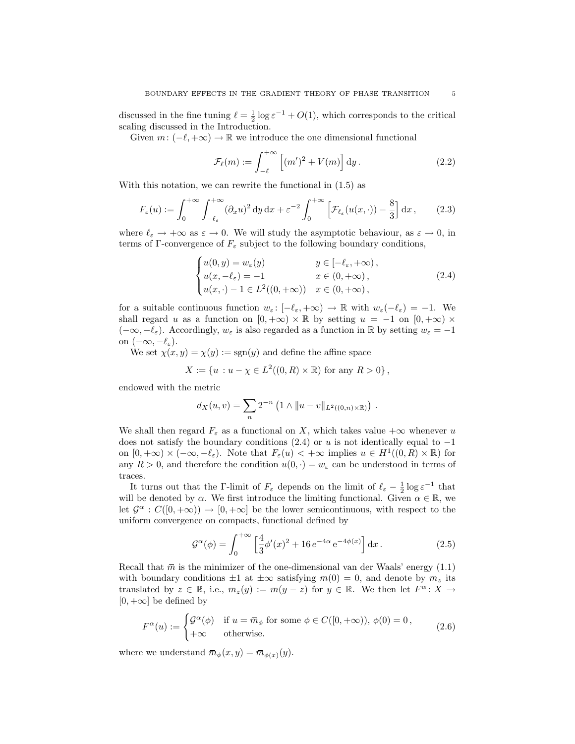discussed in the fine tuning $\ell = \frac{1}{2}\log \varepsilon^{-1} + O(1)$, which corresponds to the critical scaling discussed in the Introduction.

Given $m\colon (-\ell, +\infty) \to \mathbb{R}$ we introduce the one dimensional functional

$$\mathcal{F}_\ell(m) := \int_{-\ell}^{+\infty} \Big[(m')^2 + V(m)\Big]\,\mathrm{d}y\,. \tag{2.2}$$

With this notation, we can rewrite the functional in (1.5) as

$$F_\varepsilon(u) := \int_0^{+\infty}\int_{-\ell_\varepsilon}^{+\infty} (\partial_x u)^2\,\mathrm{d}y\,\mathrm{d}x + \varepsilon^{-2}\int_0^{+\infty}\Big[\mathcal{F}_{\ell_\varepsilon}(u(x,\cdot)) - \frac{8}{3}\Big]\,\mathrm{d}x\,, \tag{2.3}$$

where $\ell_\varepsilon \to +\infty$ as $\varepsilon \to 0$. We will study the asymptotic behaviour, as $\varepsilon \to 0$, in terms of $\Gamma$-convergence of $F_\varepsilon$ subject to the following boundary conditions,

$$\begin{cases} u(0,y) = w_\varepsilon(y) & y \in [-\ell_\varepsilon, +\infty)\,, \\ u(x,-\ell_\varepsilon) = -1 & x \in (0,+\infty)\,, \\ u(x,\cdot) - 1 \in L^2((0,+\infty)) & x \in (0,+\infty)\,, \end{cases} \tag{2.4}$$

for a suitable continuous function $w_\varepsilon\colon [-\ell_\varepsilon, +\infty) \to \mathbb{R}$ with $w_\varepsilon(-\ell_\varepsilon) = -1$. We shall regard $u$ as a function on $[0,+\infty)\times\mathbb{R}$ by setting $u = -1$ on $[0,+\infty)\times(-\infty,-\ell_\varepsilon)$. Accordingly, $w_\varepsilon$ is also regarded as a function in $\mathbb{R}$ by setting $w_\varepsilon = -1$ on $(-\infty, -\ell_\varepsilon)$.

We set $\chi(x,y) = \chi(y) := \mathrm{sgn}(y)$ and define the affine space

$$X := \{u \,:\, u - \chi \in L^2((0,R)\times\mathbb{R}) \text{ for any } R > 0\}\,,$$

endowed with the metric

$$d_X(u,v) = \sum_n 2^{-n}\left(1 \wedge \|u - v\|_{L^2((0,n)\times\mathbb{R})}\right)\,.$$

We shall then regard $F_\varepsilon$ as a functional on $X$, which takes value $+\infty$ whenever $u$ does not satisfy the boundary conditions (2.4) or $u$ is not identically equal to $-1$ on $[0,+\infty)\times(-\infty,-\ell_\varepsilon)$. Note that $F_\varepsilon(u) < +\infty$ implies $u \in H^1((0,R)\times\mathbb{R})$ for any $R > 0$, and therefore the condition $u(0,\cdot) = w_\varepsilon$ can be understood in terms of traces.

It turns out that the $\Gamma$-limit of $F_\varepsilon$ depends on the limit of $\ell_\varepsilon - \frac{1}{2}\log\varepsilon^{-1}$ that will be denoted by $\alpha$. We first introduce the limiting functional. Given $\alpha \in \mathbb{R}$, we let $\mathcal{G}^\alpha : C([0,+\infty)) \to [0,+\infty]$ be the lower semicontinuous, with respect to the uniform convergence on compacts, functional defined by

$$\mathcal{G}^\alpha(\phi) = \int_0^{+\infty}\Big[\frac{4}{3}\phi'(x)^2 + 16\,e^{-4\alpha}\,\mathrm{e}^{-4\phi(x)}\Big]\,\mathrm{d}x\,. \tag{2.5}$$

Recall that $\overline{m}$ is the minimizer of the one-dimensional van der Waals' energy (1.1) with boundary conditions $\pm 1$ at $\pm\infty$ satisfying $\overline{m}(0) = 0$, and denote by $\overline{m}_z$ its translated by $z \in \mathbb{R}$, i.e., $\overline{m}_z(y) := \overline{m}(y - z)$ for $y \in \mathbb{R}$. We then let $F^\alpha\colon X \to [0,+\infty]$ be defined by

$$F^\alpha(u) := \begin{cases} \mathcal{G}^\alpha(\phi) & \text{if } u = \overline{m}_\phi \text{ for some } \phi \in C([0,+\infty)),\ \phi(0) = 0\,, \\ +\infty & \text{otherwise.} \end{cases} \tag{2.6}$$

where we understand $\overline{m}_\phi(x,y) = \overline{m}_{\phi(x)}(y)$.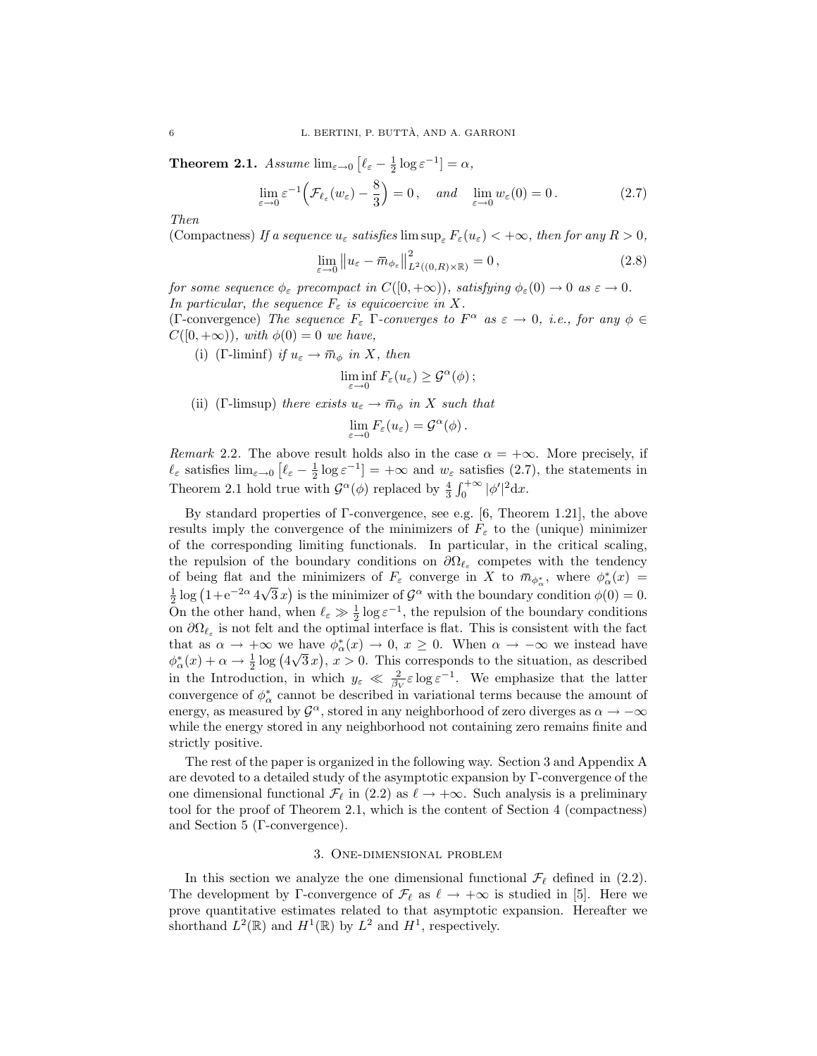**Theorem 2.1.** *Assume* $\lim_{\varepsilon\to 0}\left[\ell_\varepsilon - \frac{1}{2}\log\varepsilon^{-1}\right] = \alpha$,

$$\lim_{\varepsilon\to 0}\varepsilon^{-1}\Big(\mathcal{F}_{\ell_\varepsilon}(w_\varepsilon) - \frac{8}{3}\Big) = 0\,, \quad \textit{and} \quad \lim_{\varepsilon\to 0} w_\varepsilon(0) = 0\,. \tag{2.7}$$

*Then*

(Compactness) *If a sequence* $u_\varepsilon$ *satisfies* $\limsup_\varepsilon F_\varepsilon(u_\varepsilon) < +\infty$, *then for any* $R > 0$,

$$\lim_{\varepsilon\to 0}\left\|u_\varepsilon - \overline{m}_{\phi_\varepsilon}\right\|^2_{L^2((0,R)\times\mathbb{R})} = 0\,, \tag{2.8}$$

*for some sequence* $\phi_\varepsilon$ *precompact in* $C([0,+\infty))$, *satisfying* $\phi_\varepsilon(0)\to 0$ *as* $\varepsilon\to 0$. *In particular, the sequence* $F_\varepsilon$ *is equicoercive in* $X$.

($\Gamma$-convergence) *The sequence* $F_\varepsilon$ $\Gamma$*-converges to* $F^\alpha$ *as* $\varepsilon\to 0$, *i.e., for any* $\phi\in C([0,+\infty))$, *with* $\phi(0) = 0$ *we have,*

(i) ($\Gamma$-liminf) *if* $u_\varepsilon \to \overline{m}_\phi$ *in* $X$, *then*

$$\liminf_{\varepsilon\to 0} F_\varepsilon(u_\varepsilon) \ge \mathcal{G}^\alpha(\phi)\,;$$

(ii) ($\Gamma$-limsup) *there exists* $u_\varepsilon \to \overline{m}_\phi$ *in* $X$ *such that*

$$\lim_{\varepsilon\to 0} F_\varepsilon(u_\varepsilon) = \mathcal{G}^\alpha(\phi)\,.$$

*Remark* 2.2. The above result holds also in the case $\alpha = +\infty$. More precisely, if $\ell_\varepsilon$ satisfies $\lim_{\varepsilon\to 0}\left[\ell_\varepsilon - \frac{1}{2}\log\varepsilon^{-1}\right] = +\infty$ and $w_\varepsilon$ satisfies (2.7), the statements in Theorem 2.1 hold true with $\mathcal{G}^\alpha(\phi)$ replaced by $\frac{4}{3}\int_0^{+\infty}|\phi'|^2\mathrm{d}x$.

By standard properties of $\Gamma$-convergence, see e.g. [6, Theorem 1.21], the above results imply the convergence of the minimizers of $F_\varepsilon$ to the (unique) minimizer of the corresponding limiting functionals. In particular, in the critical scaling, the repulsion of the boundary conditions on $\partial\Omega_{\ell_\varepsilon}$ competes with the tendency of being flat and the minimizers of $F_\varepsilon$ converge in $X$ to $\overline{m}_{\phi^*_\alpha}$, where $\phi^*_\alpha(x) = \frac{1}{2}\log\left(1+\mathrm{e}^{-2\alpha}\,4\sqrt{3}\,x\right)$ is the minimizer of $\mathcal{G}^\alpha$ with the boundary condition $\phi(0) = 0$. On the other hand, when $\ell_\varepsilon \gg \frac{1}{2}\log\varepsilon^{-1}$, the repulsion of the boundary conditions on $\partial\Omega_{\ell_\varepsilon}$ is not felt and the optimal interface is flat. This is consistent with the fact that as $\alpha\to+\infty$ we have $\phi^*_\alpha(x)\to 0$, $x\ge 0$. When $\alpha\to-\infty$ we instead have $\phi^*_\alpha(x)+\alpha\to\frac{1}{2}\log\left(4\sqrt{3}\,x\right)$, $x>0$. This corresponds to the situation, as described in the Introduction, in which $y_\varepsilon \ll \frac{2}{\beta_V}\varepsilon\log\varepsilon^{-1}$. We emphasize that the latter convergence of $\phi^*_\alpha$ cannot be described in variational terms because the amount of energy, as measured by $\mathcal{G}^\alpha$, stored in any neighborhood of zero diverges as $\alpha\to-\infty$ while the energy stored in any neighborhood not containing zero remains finite and strictly positive.

The rest of the paper is organized in the following way. Section 3 and Appendix A are devoted to a detailed study of the asymptotic expansion by $\Gamma$-convergence of the one dimensional functional $\mathcal{F}_\ell$ in (2.2) as $\ell\to+\infty$. Such analysis is a preliminary tool for the proof of Theorem 2.1, which is the content of Section 4 (compactness) and Section 5 ($\Gamma$-convergence).

## 3. One-dimensional problem

In this section we analyze the one dimensional functional $\mathcal{F}_\ell$ defined in (2.2). The development by $\Gamma$-convergence of $\mathcal{F}_\ell$ as $\ell\to+\infty$ is studied in [5]. Here we prove quantitative estimates related to that asymptotic expansion. Hereafter we shorthand $L^2(\mathbb{R})$ and $H^1(\mathbb{R})$ by $L^2$ and $H^1$, respectively.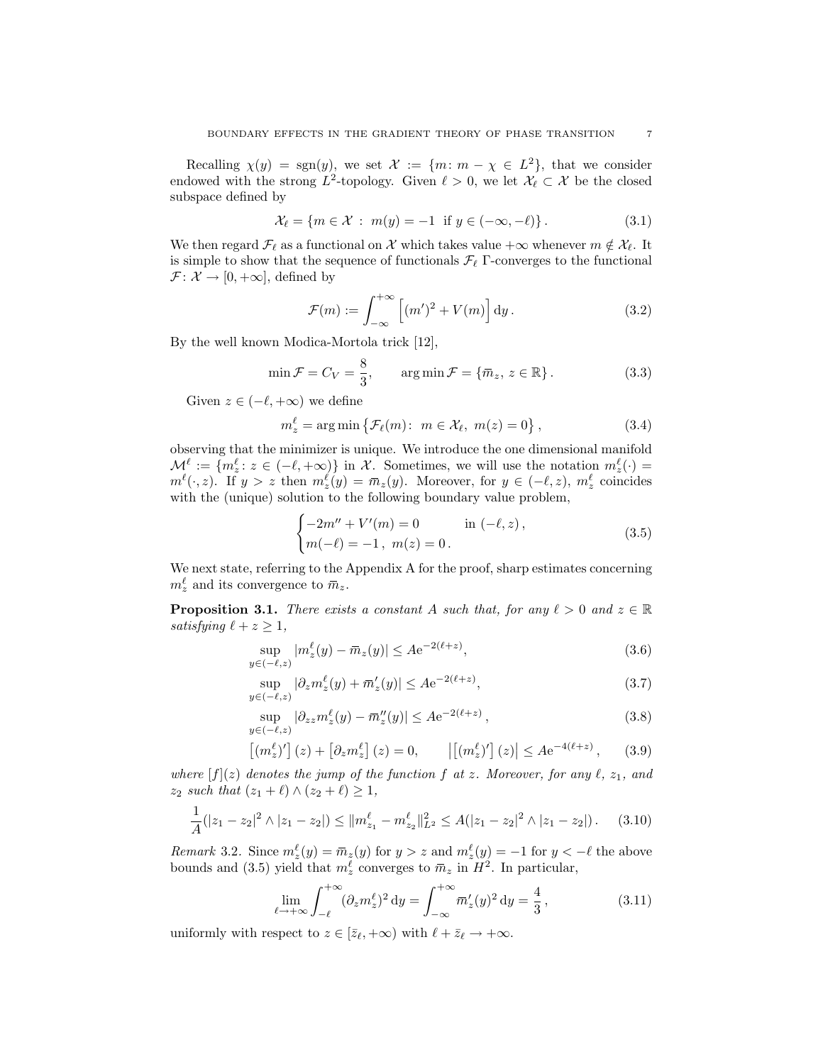Recalling $\chi(y) = \mathrm{sgn}(y)$, we set $\mathcal{X} := \{m\colon m - \chi \in L^2\}$, that we consider endowed with the strong $L^2$-topology. Given $\ell > 0$, we let $\mathcal{X}_\ell \subset \mathcal{X}$ be the closed subspace defined by

$$\mathcal{X}_\ell = \{m \in \mathcal{X} \,:\, m(y) = -1 \ \text{ if } y \in (-\infty, -\ell)\}\,. \tag{3.1}$$

We then regard $\mathcal{F}_\ell$ as a functional on $\mathcal{X}$ which takes value $+\infty$ whenever $m \notin \mathcal{X}_\ell$. It is simple to show that the sequence of functionals $\mathcal{F}_\ell$ $\Gamma$-converges to the functional $\mathcal{F}\colon \mathcal{X} \to [0, +\infty]$, defined by

$$\mathcal{F}(m) := \int_{-\infty}^{+\infty} \Big[(m')^2 + V(m)\Big]\,\mathrm{d}y\,. \tag{3.2}$$

By the well known Modica-Mortola trick [12],

$$\min \mathcal{F} = C_V = \frac{8}{3}, \qquad \arg\min \mathcal{F} = \{\overline{m}_z,\, z \in \mathbb{R}\}\,. \tag{3.3}$$

Given $z \in (-\ell, +\infty)$ we define

$$m_z^\ell = \arg\min\big\{\mathcal{F}_\ell(m)\colon\ m \in \mathcal{X}_\ell,\ m(z) = 0\big\}\,, \tag{3.4}$$

observing that the minimizer is unique. We introduce the one dimensional manifold $\mathcal{M}^\ell := \{m_z^\ell\colon z \in (-\ell, +\infty)\}$ in $\mathcal{X}$. Sometimes, we will use the notation $m_z^\ell(\cdot) = m^\ell(\cdot, z)$. If $y > z$ then $m_z^\ell(y) = \overline{m}_z(y)$. Moreover, for $y \in (-\ell, z)$, $m_z^\ell$ coincides with the (unique) solution to the following boundary value problem,

$$\begin{cases} -2m'' + V'(m) = 0 & \text{in } (-\ell, z)\,, \\ m(-\ell) = -1\,,\ m(z) = 0\,. \end{cases} \tag{3.5}$$

We next state, referring to the Appendix A for the proof, sharp estimates concerning $m_z^\ell$ and its convergence to $\overline{m}_z$.

**Proposition 3.1.** *There exists a constant $A$ such that, for any $\ell > 0$ and $z \in \mathbb{R}$ satisfying $\ell + z \geq 1$,*

$$\sup_{y \in (-\ell, z)} |m_z^\ell(y) - \overline{m}_z(y)| \leq A\mathrm{e}^{-2(\ell+z)}, \tag{3.6}$$

$$\sup_{y \in (-\ell, z)} |\partial_z m_z^\ell(y) + \overline{m}_z'(y)| \leq A\mathrm{e}^{-2(\ell+z)}, \tag{3.7}$$

$$\sup_{y \in (-\ell, z)} |\partial_{zz} m_z^\ell(y) - \overline{m}_z''(y)| \leq A\mathrm{e}^{-2(\ell+z)}\,, \tag{3.8}$$

$$\big[(m_z^\ell)'\big](z) + \big[\partial_z m_z^\ell\big](z) = 0, \qquad \big|\big[(m_z^\ell)'\big](z)\big| \leq A\mathrm{e}^{-4(\ell+z)}\,, \tag{3.9}$$

*where $[f](z)$ denotes the jump of the function $f$ at $z$. Moreover, for any $\ell$, $z_1$, and $z_2$ such that $(z_1 + \ell) \wedge (z_2 + \ell) \geq 1$,*

$$\frac{1}{A}(|z_1 - z_2|^2 \wedge |z_1 - z_2|) \leq \|m_{z_1}^\ell - m_{z_2}^\ell\|_{L^2}^2 \leq A(|z_1 - z_2|^2 \wedge |z_1 - z_2|)\,. \tag{3.10}$$

*Remark* 3.2. Since $m_z^\ell(y) = \overline{m}_z(y)$ for $y > z$ and $m_z^\ell(y) = -1$ for $y < -\ell$ the above bounds and (3.5) yield that $m_z^\ell$ converges to $\overline{m}_z$ in $H^2$. In particular,

$$\lim_{\ell \to +\infty} \int_{-\ell}^{+\infty} (\partial_z m_z^\ell)^2\,\mathrm{d}y = \int_{-\infty}^{+\infty} \overline{m}_z'(y)^2\,\mathrm{d}y = \frac{4}{3}\,, \tag{3.11}$$

uniformly with respect to $z \in [\bar{z}_\ell, +\infty)$ with $\ell + \bar{z}_\ell \to +\infty$.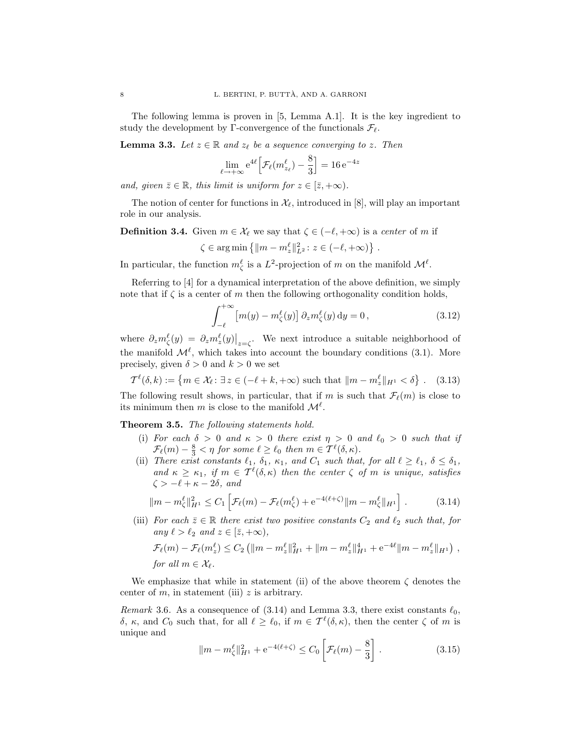The following lemma is proven in [5, Lemma A.1]. It is the key ingredient to study the development by Γ-convergence of the functionals $\mathcal{F}_\ell$.

**Lemma 3.3.** *Let $z \in \mathbb{R}$ and $z_\ell$ be a sequence converging to $z$. Then*

$$\lim_{\ell \to +\infty} \mathrm{e}^{4\ell}\Big[\mathcal{F}_\ell(m^\ell_{z_\ell}) - \frac{8}{3}\Big] = 16\,\mathrm{e}^{-4z}$$

*and, given $\bar z \in \mathbb{R}$, this limit is uniform for $z \in [\bar z, +\infty)$.*

The notion of center for functions in $\mathcal{X}_\ell$, introduced in [8], will play an important role in our analysis.

**Definition 3.4.** Given $m \in \mathcal{X}_\ell$ we say that $\zeta \in (-\ell, +\infty)$ is a *center* of $m$ if

$$\zeta \in \arg\min\big\{\|m - m^\ell_z\|^2_{L^2} \colon z \in (-\ell, +\infty)\big\}\ .$$

In particular, the function $m^\ell_\zeta$ is a $L^2$-projection of $m$ on the manifold $\mathcal{M}^\ell$.

Referring to [4] for a dynamical interpretation of the above definition, we simply note that if $\zeta$ is a center of $m$ then the following orthogonality condition holds,

$$\int_{-\ell}^{+\infty} \big[m(y) - m^\ell_\zeta(y)\big]\,\partial_z m^\ell_\zeta(y)\,\mathrm{d}y = 0\,, \tag{3.12}$$

where $\partial_z m^\ell_\zeta(y) = \partial_z m^\ell_z(y)\big|_{z=\zeta}$. We next introduce a suitable neighborhood of the manifold $\mathcal{M}^\ell$, which takes into account the boundary conditions (3.1). More precisely, given $\delta > 0$ and $k > 0$ we set

$$\mathcal{T}^\ell(\delta, k) := \big\{m \in \mathcal{X}_\ell \colon \exists\, z \in (-\ell + k, +\infty) \text{ such that } \|m - m^\ell_z\|_{H^1} < \delta\big\}\ . \tag{3.13}$$

The following result shows, in particular, that if $m$ is such that $\mathcal{F}_\ell(m)$ is close to its minimum then $m$ is close to the manifold $\mathcal{M}^\ell$.

**Theorem 3.5.** *The following statements hold.*

(i) *For each $\delta > 0$ and $\kappa > 0$ there exist $\eta > 0$ and $\ell_0 > 0$ such that if $\mathcal{F}_\ell(m) - \frac{8}{3} < \eta$ for some $\ell \geq \ell_0$ then $m \in \mathcal{T}^\ell(\delta, \kappa)$.*

(ii) *There exist constants $\ell_1$, $\delta_1$, $\kappa_1$, and $C_1$ such that, for all $\ell \geq \ell_1$, $\delta \leq \delta_1$, and $\kappa \geq \kappa_1$, if $m \in \mathcal{T}^\ell(\delta, \kappa)$ then the center $\zeta$ of $m$ is unique, satisfies $\zeta > -\ell + \kappa - 2\delta$, and*

$$\|m - m^\ell_\zeta\|^2_{H^1} \leq C_1\left[\mathcal{F}_\ell(m) - \mathcal{F}_\ell(m^\ell_\zeta) + \mathrm{e}^{-4(\ell+\zeta)}\|m - m^\ell_\zeta\|_{H^1}\right]\ . \tag{3.14}$$

(iii) *For each $\bar z \in \mathbb{R}$ there exist two positive constants $C_2$ and $\ell_2$ such that, for any $\ell > \ell_2$ and $z \in [\bar z, +\infty)$,*

$$\mathcal{F}_\ell(m) - \mathcal{F}_\ell(m^\ell_z) \leq C_2\left(\|m - m^\ell_z\|^2_{H^1} + \|m - m^\ell_z\|^4_{H^1} + \mathrm{e}^{-4\ell}\|m - m^\ell_z\|_{H^1}\right)\,,$$

*for all $m \in \mathcal{X}_\ell$.*

We emphasize that while in statement (ii) of the above theorem $\zeta$ denotes the center of $m$, in statement (iii) $z$ is arbitrary.

*Remark* 3.6. As a consequence of (3.14) and Lemma 3.3, there exist constants $\ell_0$, $\delta$, $\kappa$, and $C_0$ such that, for all $\ell \geq \ell_0$, if $m \in \mathcal{T}^\ell(\delta, \kappa)$, then the center $\zeta$ of $m$ is unique and

$$\|m - m^\ell_\zeta\|^2_{H^1} + \mathrm{e}^{-4(\ell+\zeta)} \leq C_0\left[\mathcal{F}_\ell(m) - \frac{8}{3}\right]\ . \tag{3.15}$$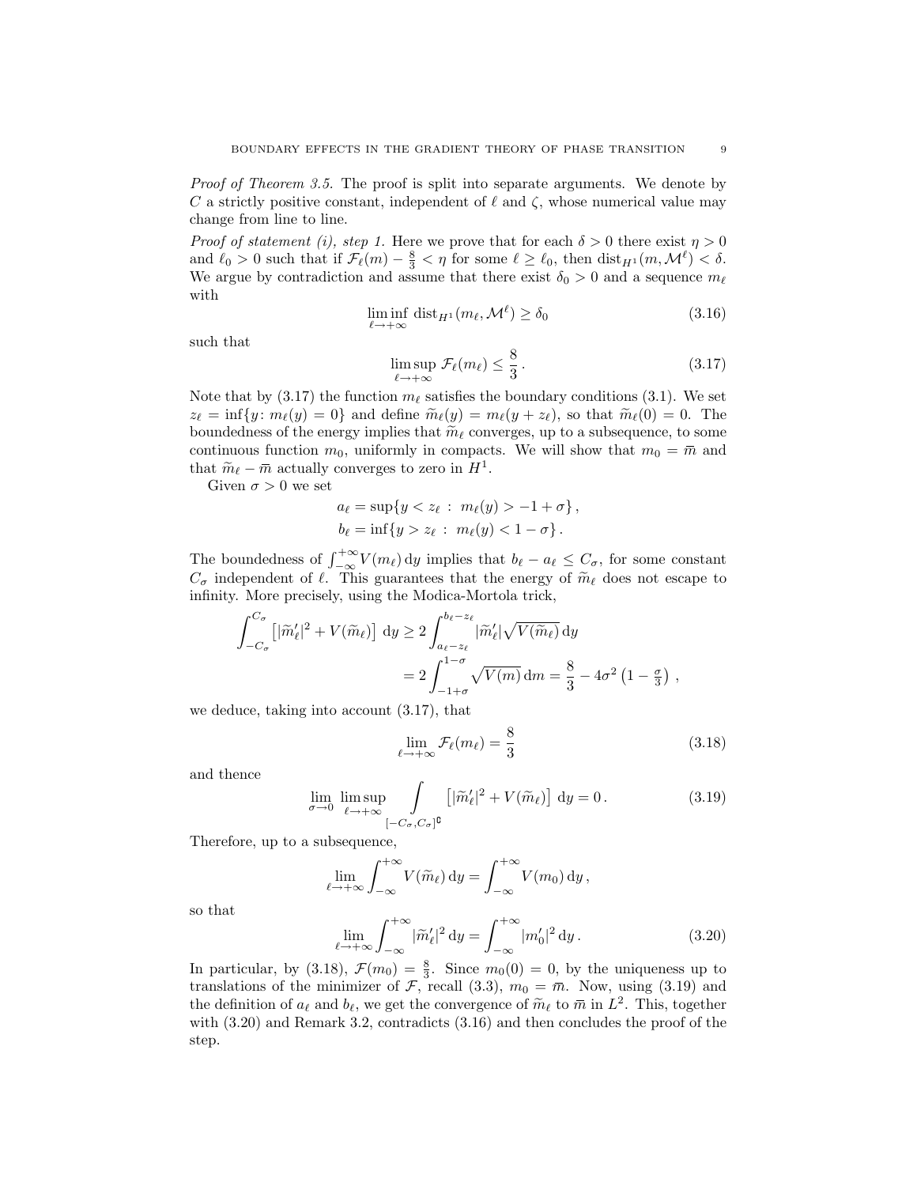*Proof of Theorem 3.5.* The proof is split into separate arguments. We denote by $C$ a strictly positive constant, independent of $\ell$ and $\zeta$, whose numerical value may change from line to line.

*Proof of statement (i), step 1.* Here we prove that for each $\delta > 0$ there exist $\eta > 0$ and $\ell_0 > 0$ such that if $\mathcal{F}_\ell(m) - \frac{8}{3} < \eta$ for some $\ell \geq \ell_0$, then $\operatorname{dist}_{H^1}(m, \mathcal{M}^\ell) < \delta$. We argue by contradiction and assume that there exist $\delta_0 > 0$ and a sequence $m_\ell$ with

$$\liminf_{\ell \to +\infty} \operatorname{dist}_{H^1}(m_\ell, \mathcal{M}^\ell) \geq \delta_0 \tag{3.16}$$

such that

$$\limsup_{\ell \to +\infty} \mathcal{F}_\ell(m_\ell) \leq \frac{8}{3} \,. \tag{3.17}$$

Note that by (3.17) the function $m_\ell$ satisfies the boundary conditions (3.1). We set $z_\ell = \inf\{y \colon m_\ell(y) = 0\}$ and define $\widetilde{m}_\ell(y) = m_\ell(y + z_\ell)$, so that $\widetilde{m}_\ell(0) = 0$. The boundedness of the energy implies that $\widetilde{m}_\ell$ converges, up to a subsequence, to some continuous function $m_0$, uniformly in compacts. We will show that $m_0 = \bar{m}$ and that $\widetilde{m}_\ell - \bar{m}$ actually converges to zero in $H^1$.

Given $\sigma > 0$ we set

$$\begin{aligned} a_\ell &= \sup\{y < z_\ell \;:\; m_\ell(y) > -1 + \sigma\} \,, \\ b_\ell &= \inf\{y > z_\ell \;:\; m_\ell(y) < 1 - \sigma\} \,. \end{aligned}$$

The boundedness of $\int_{-\infty}^{+\infty} V(m_\ell)\,\mathrm{d}y$ implies that $b_\ell - a_\ell \leq C_\sigma$, for some constant $C_\sigma$ independent of $\ell$. This guarantees that the energy of $\widetilde{m}_\ell$ does not escape to infinity. More precisely, using the Modica-Mortola trick,

$$\begin{aligned} \int_{-C_\sigma}^{C_\sigma} \left[ |\widetilde{m}_\ell'|^2 + V(\widetilde{m}_\ell) \right] \,\mathrm{d}y &\geq 2 \int_{a_\ell - z_\ell}^{b_\ell - z_\ell} |\widetilde{m}_\ell'| \sqrt{V(\widetilde{m}_\ell)}\,\mathrm{d}y \\ &= 2 \int_{-1+\sigma}^{1-\sigma} \sqrt{V(m)}\,\mathrm{d}m = \frac{8}{3} - 4\sigma^2 \left(1 - \tfrac{\sigma}{3}\right) \,, \end{aligned}$$

we deduce, taking into account (3.17), that

$$\lim_{\ell \to +\infty} \mathcal{F}_\ell(m_\ell) = \frac{8}{3} \tag{3.18}$$

and thence

$$\lim_{\sigma \to 0} \limsup_{\ell \to +\infty} \int\limits_{[-C_\sigma, C_\sigma]^\complement} \left[ |\widetilde{m}_\ell'|^2 + V(\widetilde{m}_\ell) \right] \,\mathrm{d}y = 0 \,. \tag{3.19}$$

Therefore, up to a subsequence,

$$\lim_{\ell \to +\infty} \int_{-\infty}^{+\infty} V(\widetilde{m}_\ell)\,\mathrm{d}y = \int_{-\infty}^{+\infty} V(m_0)\,\mathrm{d}y \,,$$

so that

$$\lim_{\ell \to +\infty} \int_{-\infty}^{+\infty} |\widetilde{m}_\ell'|^2\,\mathrm{d}y = \int_{-\infty}^{+\infty} |m_0'|^2\,\mathrm{d}y \,. \tag{3.20}$$

In particular, by (3.18), $\mathcal{F}(m_0) = \frac{8}{3}$. Since $m_0(0) = 0$, by the uniqueness up to translations of the minimizer of $\mathcal{F}$, recall (3.3), $m_0 = \bar{m}$. Now, using (3.19) and the definition of $a_\ell$ and $b_\ell$, we get the convergence of $\widetilde{m}_\ell$ to $\bar{m}$ in $L^2$. This, together with (3.20) and Remark 3.2, contradicts (3.16) and then concludes the proof of the step.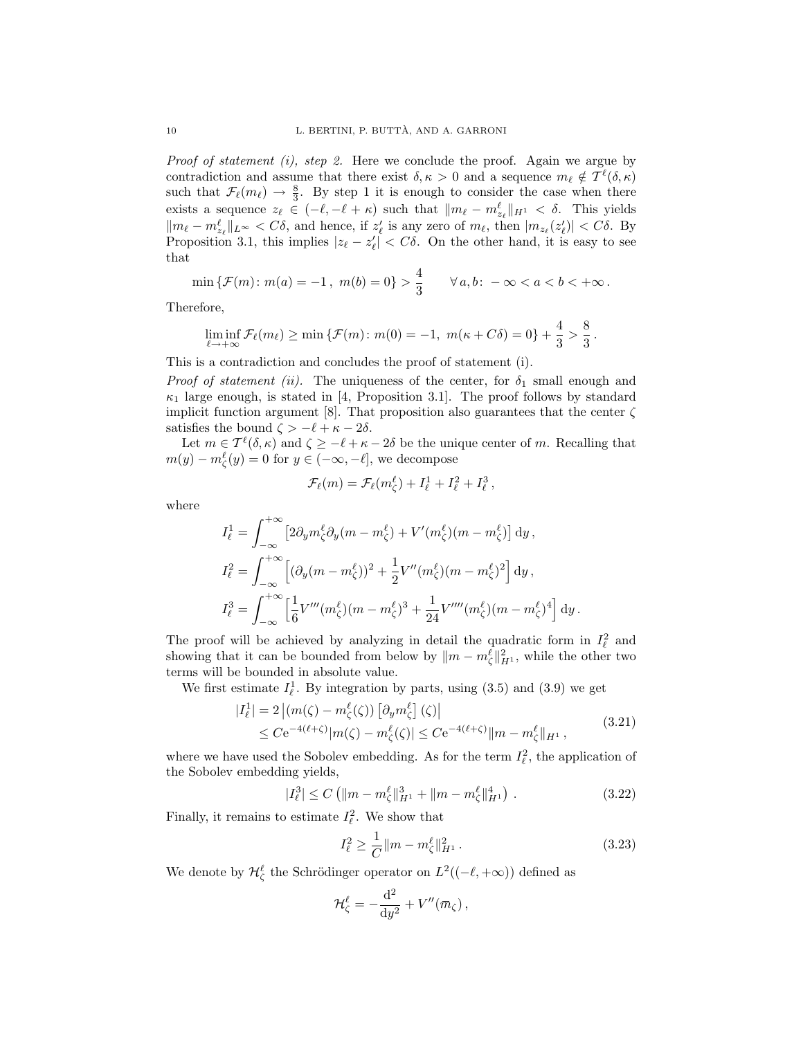*Proof of statement (i), step 2.* Here we conclude the proof. Again we argue by contradiction and assume that there exist $\delta, \kappa > 0$ and a sequence $m_\ell \notin \mathcal{T}^\ell(\delta, \kappa)$ such that $\mathcal{F}_\ell(m_\ell) \to \frac{8}{3}$. By step 1 it is enough to consider the case when there exists a sequence $z_\ell \in (-\ell, -\ell + \kappa)$ such that $\|m_\ell - m^\ell_{z_\ell}\|_{H^1} < \delta$. This yields $\|m_\ell - m^\ell_{z_\ell}\|_{L^\infty} < C\delta$, and hence, if $z'_\ell$ is any zero of $m_\ell$, then $|m_{z_\ell}(z'_\ell)| < C\delta$. By Proposition 3.1, this implies $|z_\ell - z'_\ell| < C\delta$. On the other hand, it is easy to see that

$$\min \{\mathcal{F}(m) \colon m(a) = -1\,,\ m(b) = 0\} > \frac{4}{3} \qquad \forall\, a, b \colon -\infty < a < b < +\infty\,.$$

Therefore,

$$\liminf_{\ell \to +\infty} \mathcal{F}_\ell(m_\ell) \geq \min \{\mathcal{F}(m) \colon m(0) = -1,\ m(\kappa + C\delta) = 0\} + \frac{4}{3} > \frac{8}{3}\,.$$

This is a contradiction and concludes the proof of statement (i).

*Proof of statement (ii).* The uniqueness of the center, for $\delta_1$ small enough and $\kappa_1$ large enough, is stated in [4, Proposition 3.1]. The proof follows by standard implicit function argument [8]. That proposition also guarantees that the center $\zeta$ satisfies the bound $\zeta > -\ell + \kappa - 2\delta$.

Let $m \in \mathcal{T}^\ell(\delta, \kappa)$ and $\zeta \geq -\ell + \kappa - 2\delta$ be the unique center of $m$. Recalling that $m(y) - m^\ell_\zeta(y) = 0$ for $y \in (-\infty, -\ell]$, we decompose

$$\mathcal{F}_\ell(m) = \mathcal{F}_\ell(m^\ell_\zeta) + I^1_\ell + I^2_\ell + I^3_\ell\,,$$

where

$$I^1_\ell = \int_{-\infty}^{+\infty} \left[2\partial_y m^\ell_\zeta \partial_y (m - m^\ell_\zeta) + V'(m^\ell_\zeta)(m - m^\ell_\zeta)\right] \mathrm{d}y\,,$$

$$I^2_\ell = \int_{-\infty}^{+\infty} \left[(\partial_y (m - m^\ell_\zeta))^2 + \frac{1}{2} V''(m^\ell_\zeta)(m - m^\ell_\zeta)^2\right] \mathrm{d}y\,,$$

$$I^3_\ell = \int_{-\infty}^{+\infty} \left[\frac{1}{6} V'''(m^\ell_\zeta)(m - m^\ell_\zeta)^3 + \frac{1}{24} V''''(m^\ell_\zeta)(m - m^\ell_\zeta)^4\right] \mathrm{d}y\,.$$

The proof will be achieved by analyzing in detail the quadratic form in $I^2_\ell$ and showing that it can be bounded from below by $\|m - m^\ell_\zeta\|^2_{H^1}$, while the other two terms will be bounded in absolute value.

We first estimate $I^1_\ell$. By integration by parts, using (3.5) and (3.9) we get

$$\begin{aligned}
|I^1_\ell| &= 2\left|(m(\zeta) - m^\ell_\zeta(\zeta)) \left[\partial_y m^\ell_\zeta\right](\zeta)\right| \\
&\leq C\mathrm{e}^{-4(\ell+\zeta)} |m(\zeta) - m^\ell_\zeta(\zeta)| \leq C\mathrm{e}^{-4(\ell+\zeta)} \|m - m^\ell_\zeta\|_{H^1}\,,
\end{aligned} \tag{3.21}$$

where we have used the Sobolev embedding. As for the term $I^2_\ell$, the application of the Sobolev embedding yields,

$$|I^3_\ell| \leq C\left(\|m - m^\ell_\zeta\|^3_{H^1} + \|m - m^\ell_\zeta\|^4_{H^1}\right)\,. \tag{3.22}$$

Finally, it remains to estimate $I^2_\ell$. We show that

$$I^2_\ell \geq \frac{1}{C} \|m - m^\ell_\zeta\|^2_{H^1}\,. \tag{3.23}$$

We denote by $\mathcal{H}^\ell_\zeta$ the Schrödinger operator on $L^2((-\ell, +\infty))$ defined as

$$\mathcal{H}^\ell_\zeta = -\frac{\mathrm{d}^2}{\mathrm{d}y^2} + V''(\overline{m}_\zeta)\,,$$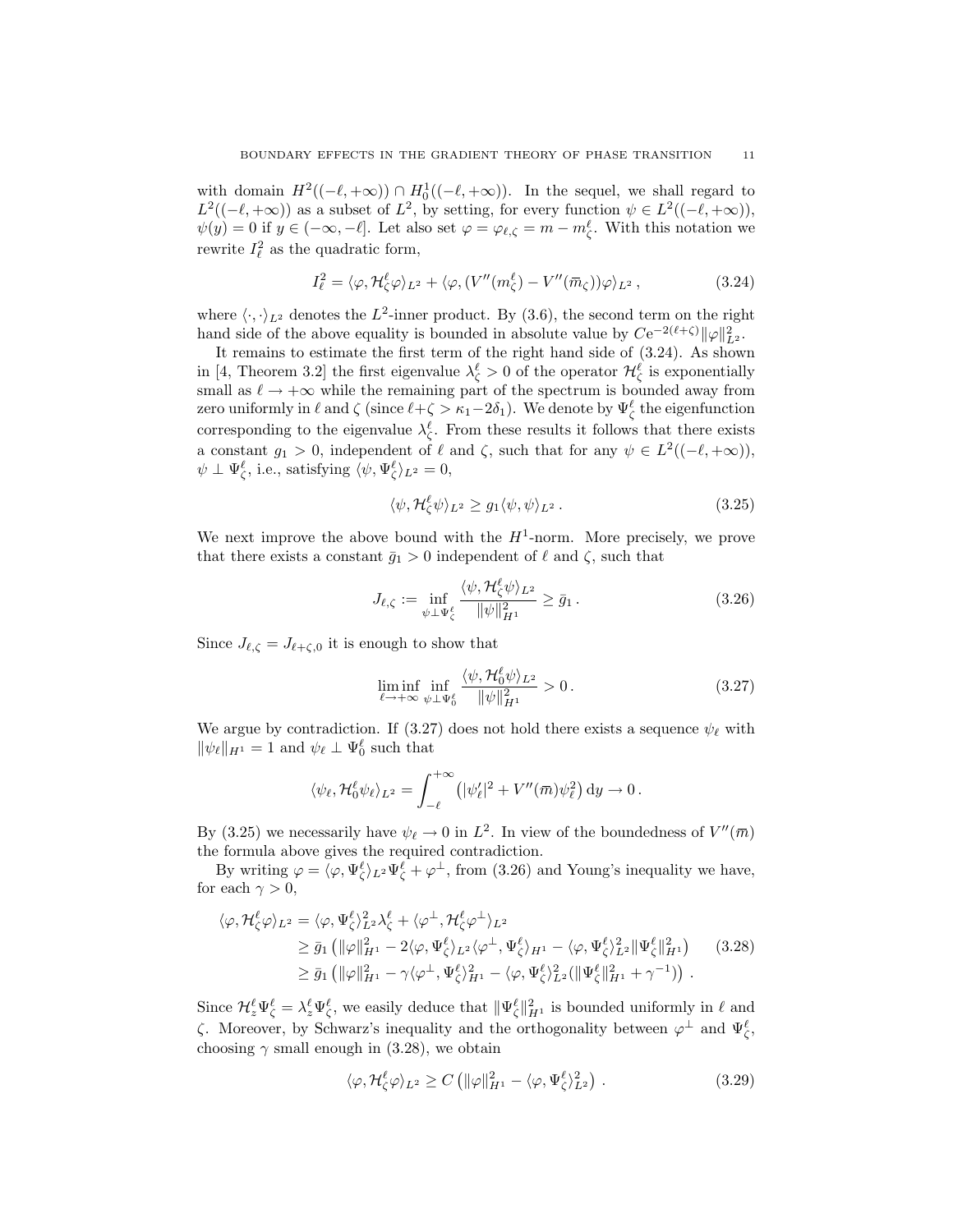with domain $H^2((-\ell,+\infty)) \cap H_0^1((-\ell,+\infty))$. In the sequel, we shall regard to $L^2((-\ell,+\infty))$ as a subset of $L^2$, by setting, for every function $\psi \in L^2((-\ell,+\infty))$, $\psi(y) = 0$ if $y \in (-\infty,-\ell]$. Let also set $\varphi = \varphi_{\ell,\zeta} = m - m^\ell_\zeta$. With this notation we rewrite $I^2_\ell$ as the quadratic form,

$$I^2_\ell = \langle \varphi, \mathcal{H}^\ell_\zeta \varphi\rangle_{L^2} + \langle \varphi, (V''(m^\ell_\zeta) - V''(\overline{m}_\zeta))\varphi\rangle_{L^2}\,, \tag{3.24}$$

where $\langle\cdot,\cdot\rangle_{L^2}$ denotes the $L^2$-inner product. By (3.6), the second term on the right hand side of the above equality is bounded in absolute value by $C\mathrm{e}^{-2(\ell+\zeta)}\|\varphi\|^2_{L^2}$.

It remains to estimate the first term of the right hand side of (3.24). As shown in [4, Theorem 3.2] the first eigenvalue $\lambda^\ell_\zeta > 0$ of the operator $\mathcal{H}^\ell_\zeta$ is exponentially small as $\ell \to +\infty$ while the remaining part of the spectrum is bounded away from zero uniformly in $\ell$ and $\zeta$ (since $\ell+\zeta > \kappa_1 - 2\delta_1$). We denote by $\Psi^\ell_\zeta$ the eigenfunction corresponding to the eigenvalue $\lambda^\ell_\zeta$. From these results it follows that there exists a constant $g_1 > 0$, independent of $\ell$ and $\zeta$, such that for any $\psi \in L^2((-\ell,+\infty))$, $\psi \perp \Psi^\ell_\zeta$, i.e., satisfying $\langle \psi, \Psi^\ell_\zeta\rangle_{L^2} = 0$,

$$\langle \psi, \mathcal{H}^\ell_\zeta \psi\rangle_{L^2} \ge g_1 \langle \psi,\psi\rangle_{L^2}\,. \tag{3.25}$$

We next improve the above bound with the $H^1$-norm. More precisely, we prove that there exists a constant $\bar{g}_1 > 0$ independent of $\ell$ and $\zeta$, such that

$$J_{\ell,\zeta} := \inf_{\psi\perp\Psi^\ell_\zeta} \frac{\langle \psi, \mathcal{H}^\ell_\zeta \psi\rangle_{L^2}}{\|\psi\|^2_{H^1}} \ge \bar{g}_1\,. \tag{3.26}$$

Since $J_{\ell,\zeta} = J_{\ell+\zeta,0}$ it is enough to show that

$$\liminf_{\ell\to+\infty} \inf_{\psi\perp\Psi^\ell_0} \frac{\langle \psi, \mathcal{H}^\ell_0 \psi\rangle_{L^2}}{\|\psi\|^2_{H^1}} > 0\,. \tag{3.27}$$

We argue by contradiction. If (3.27) does not hold there exists a sequence $\psi_\ell$ with $\|\psi_\ell\|_{H^1} = 1$ and $\psi_\ell \perp \Psi^\ell_0$ such that

$$\langle \psi_\ell, \mathcal{H}^\ell_0 \psi_\ell\rangle_{L^2} = \int_{-\ell}^{+\infty} \left(|\psi'_\ell|^2 + V''(\overline{m})\psi^2_\ell\right)\mathrm{d}y \to 0\,.$$

By (3.25) we necessarily have $\psi_\ell \to 0$ in $L^2$. In view of the boundedness of $V''(\overline{m})$ the formula above gives the required contradiction.

By writing $\varphi = \langle \varphi, \Psi^\ell_\zeta\rangle_{L^2}\Psi^\ell_\zeta + \varphi^\perp$, from (3.26) and Young's inequality we have, for each $\gamma > 0$,

$$\begin{aligned}
\langle \varphi, \mathcal{H}^\ell_\zeta \varphi\rangle_{L^2} &= \langle \varphi, \Psi^\ell_\zeta\rangle^2_{L^2}\lambda^\ell_\zeta + \langle \varphi^\perp, \mathcal{H}^\ell_\zeta \varphi^\perp\rangle_{L^2} \\
&\ge \bar{g}_1\left(\|\varphi\|^2_{H^1} - 2\langle \varphi, \Psi^\ell_\zeta\rangle_{L^2}\langle \varphi^\perp, \Psi^\ell_\zeta\rangle_{H^1} - \langle \varphi, \Psi^\ell_\zeta\rangle^2_{L^2}\|\Psi^\ell_\zeta\|^2_{H^1}\right) \\
&\ge \bar{g}_1\left(\|\varphi\|^2_{H^1} - \gamma\langle \varphi^\perp, \Psi^\ell_\zeta\rangle^2_{H^1} - \langle \varphi, \Psi^\ell_\zeta\rangle^2_{L^2}(\|\Psi^\ell_\zeta\|^2_{H^1} + \gamma^{-1})\right)\,.
\end{aligned} \tag{3.28}$$

Since $\mathcal{H}^\ell_z\Psi^\ell_\zeta = \lambda^\ell_z\Psi^\ell_\zeta$, we easily deduce that $\|\Psi^\ell_\zeta\|^2_{H^1}$ is bounded uniformly in $\ell$ and $\zeta$. Moreover, by Schwarz's inequality and the orthogonality between $\varphi^\perp$ and $\Psi^\ell_\zeta$, choosing $\gamma$ small enough in (3.28), we obtain

$$\langle \varphi, \mathcal{H}^\ell_\zeta \varphi\rangle_{L^2} \ge C\left(\|\varphi\|^2_{H^1} - \langle \varphi, \Psi^\ell_\zeta\rangle^2_{L^2}\right)\,. \tag{3.29}$$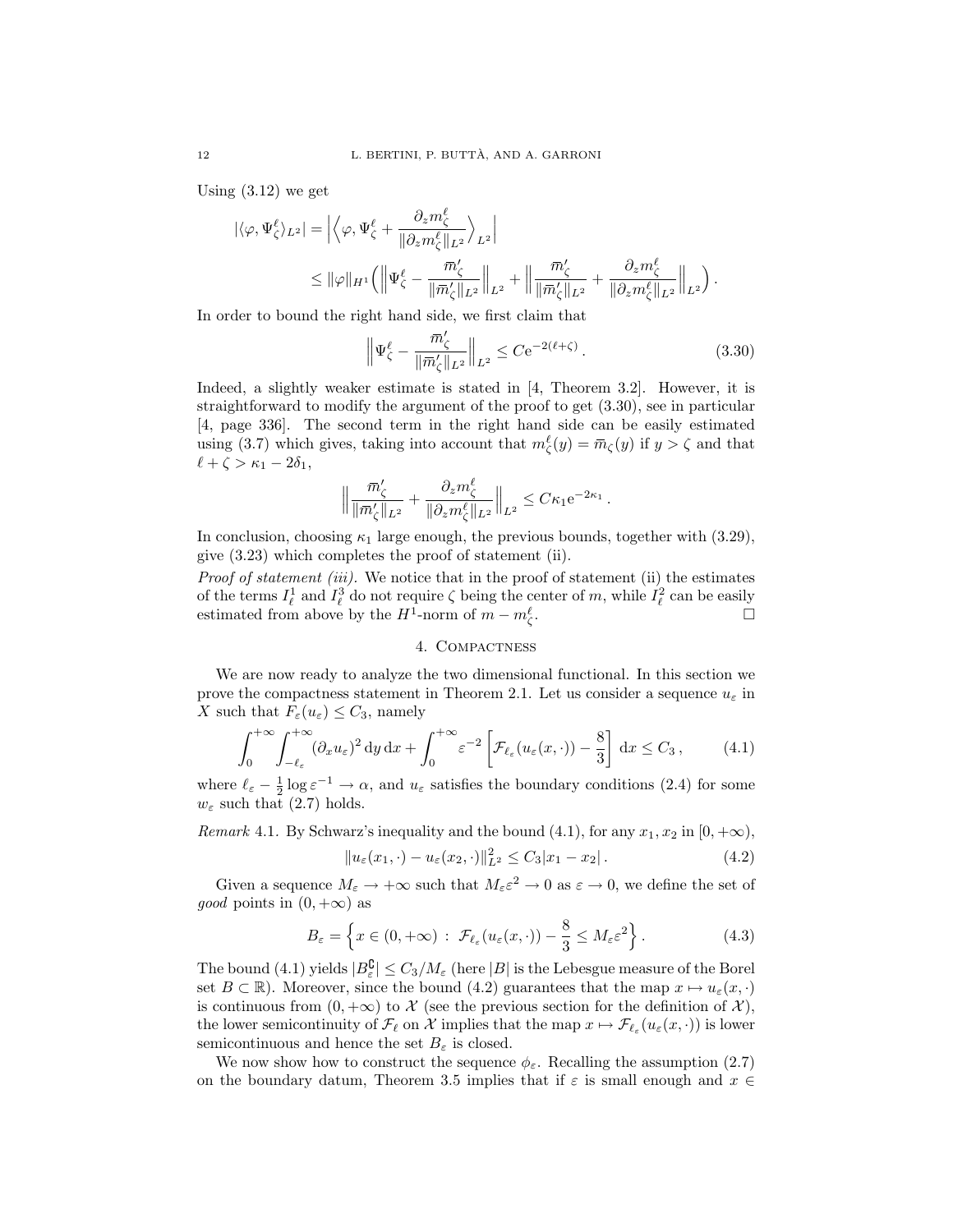Using (3.12) we get

$$
\begin{aligned}
|\langle \varphi, \Psi^\ell_\zeta \rangle_{L^2}| &= \Big| \Big\langle \varphi, \Psi^\ell_\zeta + \frac{\partial_z m^\ell_\zeta}{\|\partial_z m^\ell_\zeta\|_{L^2}} \Big\rangle_{L^2} \Big| \\
&\le \|\varphi\|_{H^1} \Big( \Big\| \Psi^\ell_\zeta - \frac{\overline{m}'_\zeta}{\|\overline{m}'_\zeta\|_{L^2}} \Big\|_{L^2} + \Big\| \frac{\overline{m}'_\zeta}{\|\overline{m}'_\zeta\|_{L^2}} + \frac{\partial_z m^\ell_\zeta}{\|\partial_z m^\ell_\zeta\|_{L^2}} \Big\|_{L^2} \Big).
\end{aligned}
$$

In order to bound the right hand side, we first claim that

$$
\Big\| \Psi^\ell_\zeta - \frac{\overline{m}'_\zeta}{\|\overline{m}'_\zeta\|_{L^2}} \Big\|_{L^2} \le C \mathrm{e}^{-2(\ell+\zeta)}. \tag{3.30}
$$

Indeed, a slightly weaker estimate is stated in [4, Theorem 3.2]. However, it is straightforward to modify the argument of the proof to get (3.30), see in particular [4, page 336]. The second term in the right hand side can be easily estimated using (3.7) which gives, taking into account that $m^\ell_\zeta(y) = \overline{m}_\zeta(y)$ if $y > \zeta$ and that $\ell + \zeta > \kappa_1 - 2\delta_1$,

$$
\Big\| \frac{\overline{m}'_\zeta}{\|\overline{m}'_\zeta\|_{L^2}} + \frac{\partial_z m^\ell_\zeta}{\|\partial_z m^\ell_\zeta\|_{L^2}} \Big\|_{L^2} \le C\kappa_1 \mathrm{e}^{-2\kappa_1}.
$$

In conclusion, choosing $\kappa_1$ large enough, the previous bounds, together with (3.29), give (3.23) which completes the proof of statement (ii).

*Proof of statement (iii).* We notice that in the proof of statement (ii) the estimates of the terms $I^1_\ell$ and $I^3_\ell$ do not require $\zeta$ being the center of $m$, while $I^2_\ell$ can be easily estimated from above by the $H^1$-norm of $m - m^\ell_\zeta$. □

## 4. Compactness

We are now ready to analyze the two dimensional functional. In this section we prove the compactness statement in Theorem 2.1. Let us consider a sequence $u_\varepsilon$ in $X$ such that $F_\varepsilon(u_\varepsilon) \le C_3$, namely

$$
\int_0^{+\infty}\int_{-\ell_\varepsilon}^{+\infty} (\partial_x u_\varepsilon)^2 \,\mathrm{d}y\,\mathrm{d}x + \int_0^{+\infty} \varepsilon^{-2}\Big[ \mathcal{F}_{\ell_\varepsilon}(u_\varepsilon(x,\cdot)) - \frac{8}{3}\Big]\,\mathrm{d}x \le C_3, \tag{4.1}
$$

where $\ell_\varepsilon - \frac{1}{2}\log\varepsilon^{-1} \to \alpha$, and $u_\varepsilon$ satisfies the boundary conditions (2.4) for some $w_\varepsilon$ such that (2.7) holds.

*Remark* 4.1. By Schwarz's inequality and the bound (4.1), for any $x_1, x_2$ in $[0,+\infty)$,

$$
\|u_\varepsilon(x_1,\cdot) - u_\varepsilon(x_2,\cdot)\|^2_{L^2} \le C_3|x_1 - x_2|. \tag{4.2}
$$

Given a sequence $M_\varepsilon \to +\infty$ such that $M_\varepsilon\varepsilon^2 \to 0$ as $\varepsilon \to 0$, we define the set of *good* points in $(0,+\infty)$ as

$$
B_\varepsilon = \Big\{ x \in (0,+\infty) \,:\, \mathcal{F}_{\ell_\varepsilon}(u_\varepsilon(x,\cdot)) - \frac{8}{3} \le M_\varepsilon \varepsilon^2 \Big\}. \tag{4.3}
$$

The bound (4.1) yields $|B^\complement_\varepsilon| \le C_3/M_\varepsilon$ (here $|B|$ is the Lebesgue measure of the Borel set $B \subset \mathbb{R}$). Moreover, since the bound (4.2) guarantees that the map $x \mapsto u_\varepsilon(x,\cdot)$ is continuous from $(0,+\infty)$ to $\mathcal{X}$ (see the previous section for the definition of $\mathcal{X}$), the lower semicontinuity of $\mathcal{F}_\ell$ on $\mathcal{X}$ implies that the map $x \mapsto \mathcal{F}_{\ell_\varepsilon}(u_\varepsilon(x,\cdot))$ is lower semicontinuous and hence the set $B_\varepsilon$ is closed.

We now show how to construct the sequence $\phi_\varepsilon$. Recalling the assumption (2.7) on the boundary datum, Theorem 3.5 implies that if $\varepsilon$ is small enough and $x \in$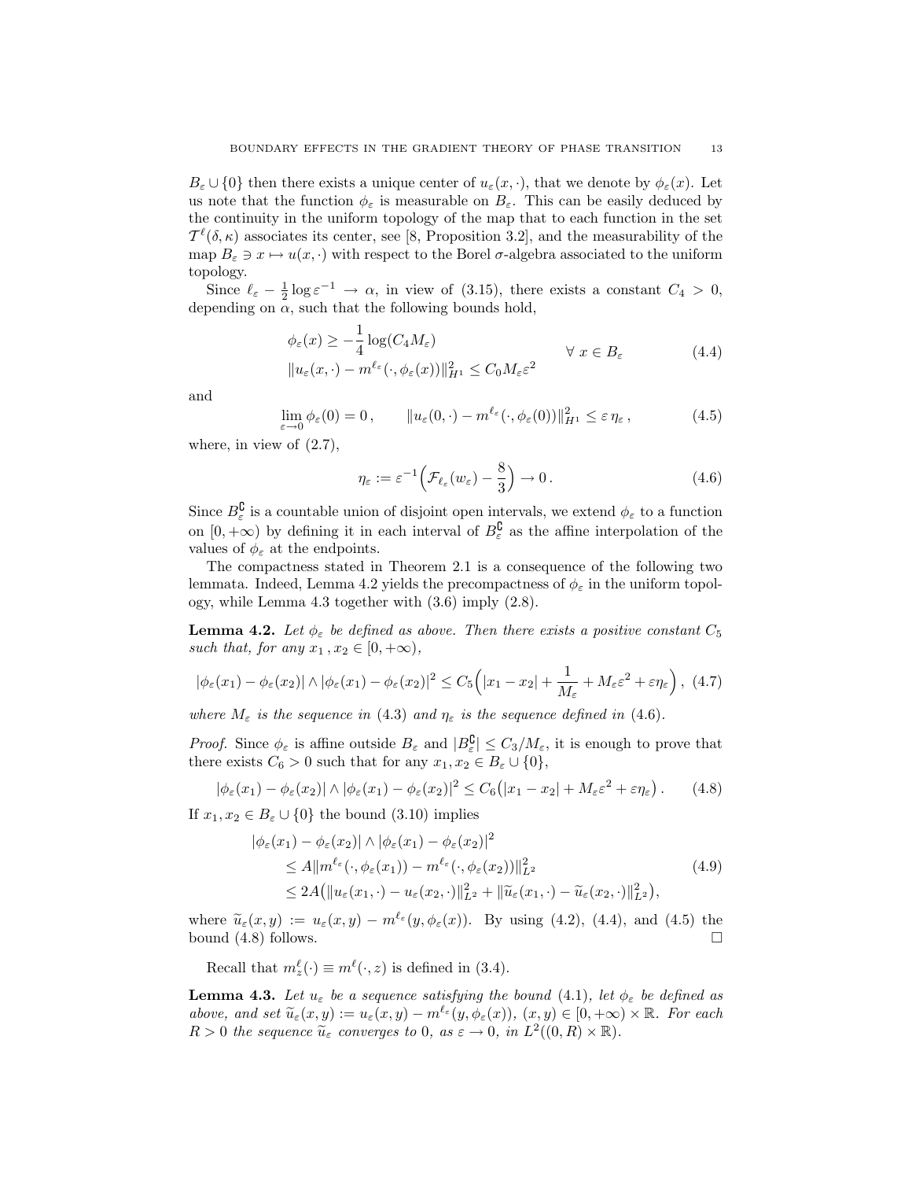$B_\varepsilon \cup \{0\}$ then there exists a unique center of $u_\varepsilon(x,\cdot)$, that we denote by $\phi_\varepsilon(x)$. Let us note that the function $\phi_\varepsilon$ is measurable on $B_\varepsilon$. This can be easily deduced by the continuity in the uniform topology of the map that to each function in the set $\mathcal{T}^\ell(\delta,\kappa)$ associates its center, see [8, Proposition 3.2], and the measurability of the map $B_\varepsilon \ni x \mapsto u(x,\cdot)$ with respect to the Borel $\sigma$-algebra associated to the uniform topology.

Since $\ell_\varepsilon - \frac{1}{2}\log\varepsilon^{-1} \to \alpha$, in view of (3.15), there exists a constant $C_4 > 0$, depending on $\alpha$, such that the following bounds hold,

$$
\begin{aligned}
&\phi_\varepsilon(x) \geq -\frac{1}{4}\log(C_4 M_\varepsilon) \\
&\|u_\varepsilon(x,\cdot) - m^{\ell_\varepsilon}(\cdot,\phi_\varepsilon(x))\|_{H^1}^2 \leq C_0 M_\varepsilon \varepsilon^2
\end{aligned}
\qquad \forall\, x \in B_\varepsilon \tag{4.4}
$$

and

$$
\lim_{\varepsilon\to 0}\phi_\varepsilon(0) = 0\,, \qquad \|u_\varepsilon(0,\cdot) - m^{\ell_\varepsilon}(\cdot,\phi_\varepsilon(0))\|_{H^1}^2 \leq \varepsilon\,\eta_\varepsilon\,, \tag{4.5}
$$

where, in view of (2.7),

$$
\eta_\varepsilon := \varepsilon^{-1}\Big(\mathcal{F}_{\ell_\varepsilon}(w_\varepsilon) - \frac{8}{3}\Big) \to 0\,. \tag{4.6}
$$

Since $B_\varepsilon^\complement$ is a countable union of disjoint open intervals, we extend $\phi_\varepsilon$ to a function on $[0,+\infty)$ by defining it in each interval of $B_\varepsilon^\complement$ as the affine interpolation of the values of $\phi_\varepsilon$ at the endpoints.

The compactness stated in Theorem 2.1 is a consequence of the following two lemmata. Indeed, Lemma 4.2 yields the precompactness of $\phi_\varepsilon$ in the uniform topology, while Lemma 4.3 together with (3.6) imply (2.8).

**Lemma 4.2.** *Let $\phi_\varepsilon$ be defined as above. Then there exists a positive constant $C_5$ such that, for any $x_1, x_2 \in [0,+\infty)$,*

$$
|\phi_\varepsilon(x_1) - \phi_\varepsilon(x_2)| \wedge |\phi_\varepsilon(x_1) - \phi_\varepsilon(x_2)|^2 \leq C_5\Big(|x_1 - x_2| + \frac{1}{M_\varepsilon} + M_\varepsilon\varepsilon^2 + \varepsilon\eta_\varepsilon\Big), \tag{4.7}
$$

*where $M_\varepsilon$ is the sequence in (4.3) and $\eta_\varepsilon$ is the sequence defined in (4.6).*

*Proof.* Since $\phi_\varepsilon$ is affine outside $B_\varepsilon$ and $|B_\varepsilon^\complement| \leq C_3/M_\varepsilon$, it is enough to prove that there exists $C_6 > 0$ such that for any $x_1, x_2 \in B_\varepsilon \cup \{0\}$,

$$
|\phi_\varepsilon(x_1) - \phi_\varepsilon(x_2)| \wedge |\phi_\varepsilon(x_1) - \phi_\varepsilon(x_2)|^2 \leq C_6\big(|x_1 - x_2| + M_\varepsilon\varepsilon^2 + \varepsilon\eta_\varepsilon\big)\,. \tag{4.8}
$$

If $x_1, x_2 \in B_\varepsilon \cup \{0\}$ the bound (3.10) implies

$$
\begin{aligned}
&|\phi_\varepsilon(x_1) - \phi_\varepsilon(x_2)| \wedge |\phi_\varepsilon(x_1) - \phi_\varepsilon(x_2)|^2 \\
&\quad\leq A\|m^{\ell_\varepsilon}(\cdot,\phi_\varepsilon(x_1)) - m^{\ell_\varepsilon}(\cdot,\phi_\varepsilon(x_2))\|_{L^2}^2 \\
&\quad\leq 2A\big(\|u_\varepsilon(x_1,\cdot) - u_\varepsilon(x_2,\cdot)\|_{L^2}^2 + \|\widetilde{u}_\varepsilon(x_1,\cdot) - \widetilde{u}_\varepsilon(x_2,\cdot)\|_{L^2}^2\big),
\end{aligned}
\tag{4.9}
$$

where $\widetilde{u}_\varepsilon(x,y) := u_\varepsilon(x,y) - m^{\ell_\varepsilon}(y,\phi_\varepsilon(x))$. By using (4.2), (4.4), and (4.5) the bound (4.8) follows. $\square$

Recall that $m_z^\ell(\cdot) \equiv m^\ell(\cdot,z)$ is defined in (3.4).

**Lemma 4.3.** *Let $u_\varepsilon$ be a sequence satisfying the bound (4.1), let $\phi_\varepsilon$ be defined as above, and set $\widetilde{u}_\varepsilon(x,y) := u_\varepsilon(x,y) - m^{\ell_\varepsilon}(y,\phi_\varepsilon(x))$, $(x,y) \in [0,+\infty)\times\mathbb{R}$. For each $R > 0$ the sequence $\widetilde{u}_\varepsilon$ converges to $0$, as $\varepsilon \to 0$, in $L^2((0,R)\times\mathbb{R})$.*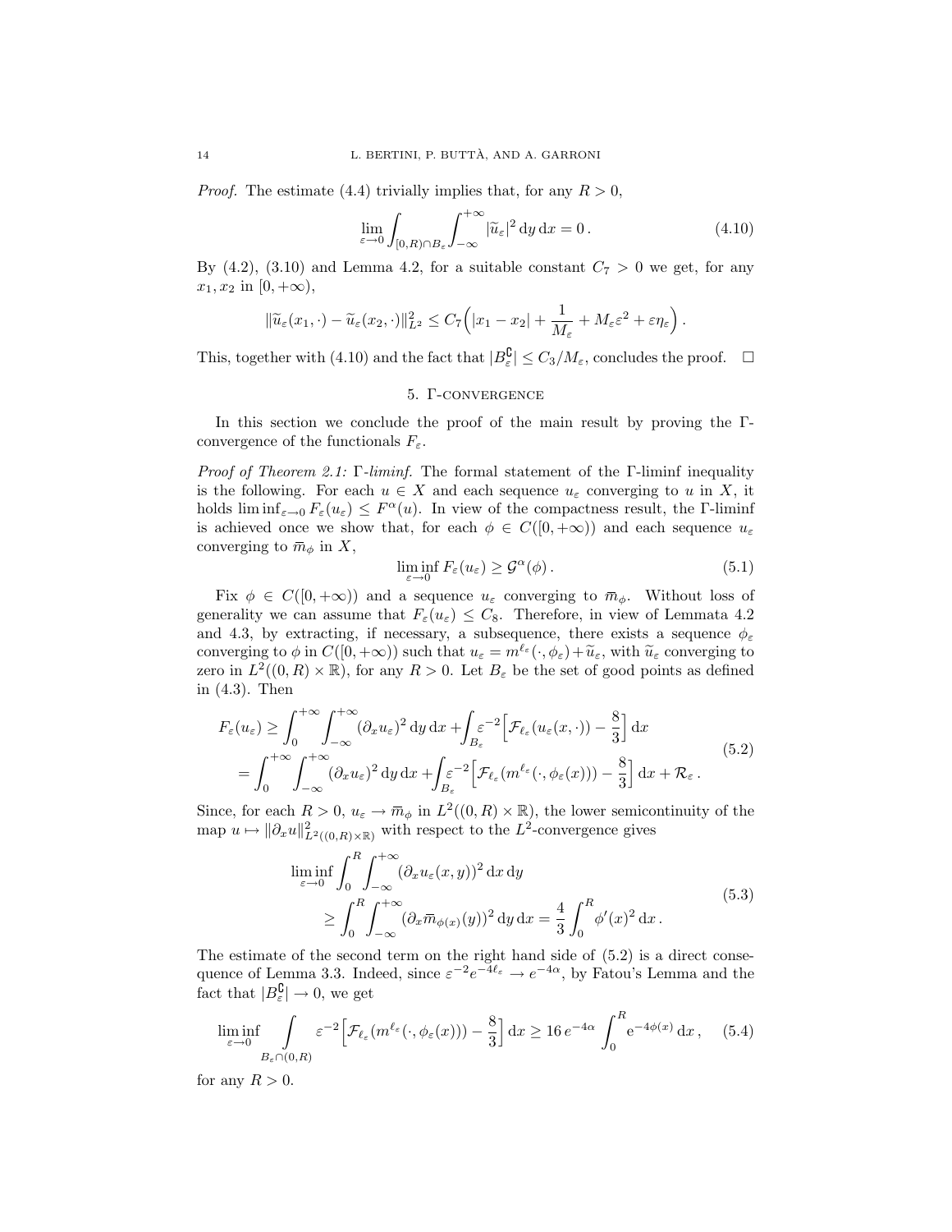*Proof.* The estimate (4.4) trivially implies that, for any $R > 0$,

$$\lim_{\varepsilon \to 0} \int_{[0,R) \cap B_\varepsilon} \int_{-\infty}^{+\infty} |\widetilde{u}_\varepsilon|^2 \, \mathrm{d}y \, \mathrm{d}x = 0 \,. \tag{4.10}$$

By (4.2), (3.10) and Lemma 4.2, for a suitable constant $C_7 > 0$ we get, for any $x_1, x_2$ in $[0, +\infty)$,

$$\|\widetilde{u}_\varepsilon(x_1, \cdot) - \widetilde{u}_\varepsilon(x_2, \cdot)\|_{L^2}^2 \le C_7 \Big( |x_1 - x_2| + \frac{1}{M_\varepsilon} + M_\varepsilon \varepsilon^2 + \varepsilon \eta_\varepsilon \Big) \,.$$

This, together with (4.10) and the fact that $|B_\varepsilon^{\complement}| \le C_3 / M_\varepsilon$, concludes the proof. $\square$

## 5. Γ-convergence

In this section we conclude the proof of the main result by proving the Γ-convergence of the functionals $F_\varepsilon$.

*Proof of Theorem 2.1: Γ-liminf.* The formal statement of the Γ-liminf inequality is the following. For each $u \in X$ and each sequence $u_\varepsilon$ converging to $u$ in $X$, it holds $\liminf_{\varepsilon \to 0} F_\varepsilon(u_\varepsilon) \le F^\alpha(u)$. In view of the compactness result, the Γ-liminf is achieved once we show that, for each $\phi \in C([0, +\infty))$ and each sequence $u_\varepsilon$ converging to $\overline{m}_\phi$ in $X$,

$$\liminf_{\varepsilon \to 0} F_\varepsilon(u_\varepsilon) \ge \mathcal{G}^\alpha(\phi) \,. \tag{5.1}$$

Fix $\phi \in C([0, +\infty))$ and a sequence $u_\varepsilon$ converging to $\overline{m}_\phi$. Without loss of generality we can assume that $F_\varepsilon(u_\varepsilon) \le C_8$. Therefore, in view of Lemmata 4.2 and 4.3, by extracting, if necessary, a subsequence, there exists a sequence $\phi_\varepsilon$ converging to $\phi$ in $C([0, +\infty))$ such that $u_\varepsilon = m^{\ell_\varepsilon}(\cdot, \phi_\varepsilon) + \widetilde{u}_\varepsilon$, with $\widetilde{u}_\varepsilon$ converging to zero in $L^2((0, R) \times \mathbb{R})$, for any $R > 0$. Let $B_\varepsilon$ be the set of good points as defined in (4.3). Then

$$\begin{aligned} F_\varepsilon(u_\varepsilon) &\ge \int_0^{+\infty} \int_{-\infty}^{+\infty} (\partial_x u_\varepsilon)^2 \, \mathrm{d}y \, \mathrm{d}x + \int_{B_\varepsilon} \varepsilon^{-2} \Big[ \mathcal{F}_{\ell_\varepsilon}(u_\varepsilon(x, \cdot)) - \frac{8}{3} \Big] \, \mathrm{d}x \\ &= \int_0^{+\infty} \int_{-\infty}^{+\infty} (\partial_x u_\varepsilon)^2 \, \mathrm{d}y \, \mathrm{d}x + \int_{B_\varepsilon} \varepsilon^{-2} \Big[ \mathcal{F}_{\ell_\varepsilon}(m^{\ell_\varepsilon}(\cdot, \phi_\varepsilon(x))) - \frac{8}{3} \Big] \, \mathrm{d}x + \mathcal{R}_\varepsilon \,. \end{aligned} \tag{5.2}$$

Since, for each $R > 0$, $u_\varepsilon \to \overline{m}_\phi$ in $L^2((0, R) \times \mathbb{R})$, the lower semicontinuity of the map $u \mapsto \|\partial_x u\|_{L^2((0,R) \times \mathbb{R})}^2$ with respect to the $L^2$-convergence gives

$$\begin{aligned} &\liminf_{\varepsilon \to 0} \int_0^R \int_{-\infty}^{+\infty} (\partial_x u_\varepsilon(x, y))^2 \, \mathrm{d}x \, \mathrm{d}y \\ &\qquad \ge \int_0^R \int_{-\infty}^{+\infty} (\partial_x \overline{m}_{\phi(x)}(y))^2 \, \mathrm{d}y \, \mathrm{d}x = \frac{4}{3} \int_0^R \phi'(x)^2 \, \mathrm{d}x \,. \end{aligned} \tag{5.3}$$

The estimate of the second term on the right hand side of (5.2) is a direct consequence of Lemma 3.3. Indeed, since $\varepsilon^{-2} e^{-4\ell_\varepsilon} \to e^{-4\alpha}$, by Fatou's Lemma and the fact that $|B_\varepsilon^{\complement}| \to 0$, we get

$$\liminf_{\varepsilon \to 0} \int\limits_{B_\varepsilon \cap (0,R)} \varepsilon^{-2} \Big[ \mathcal{F}_{\ell_\varepsilon}(m^{\ell_\varepsilon}(\cdot, \phi_\varepsilon(x))) - \frac{8}{3} \Big] \, \mathrm{d}x \ge 16 \, e^{-4\alpha} \int_0^R \mathrm{e}^{-4\phi(x)} \, \mathrm{d}x \,, \tag{5.4}$$

for any $R > 0$.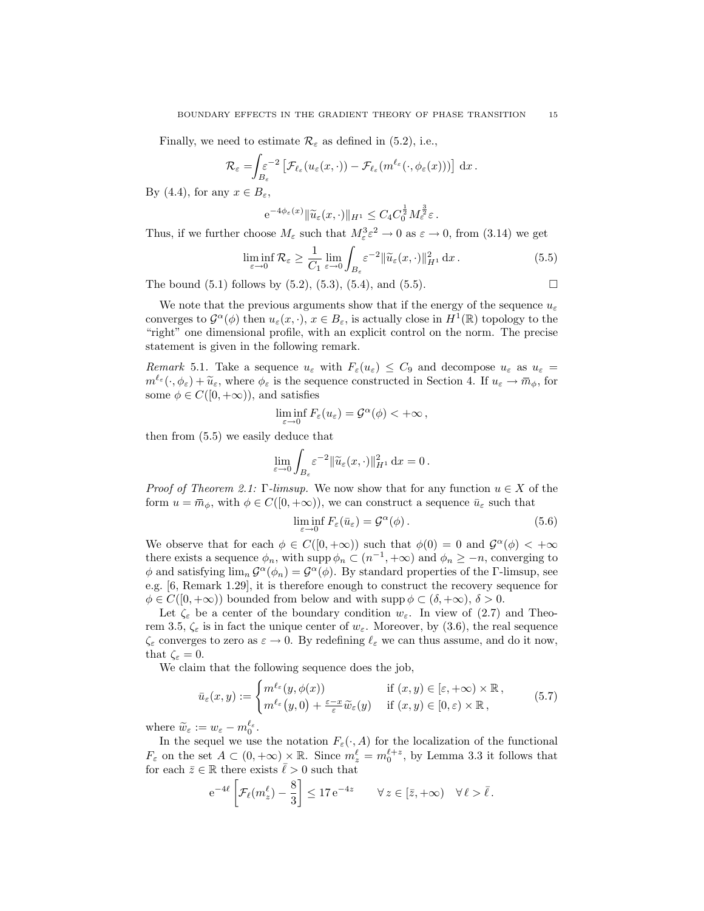Finally, we need to estimate $\mathcal{R}_\varepsilon$ as defined in (5.2), i.e.,

$$\mathcal{R}_\varepsilon = \int_{B_\varepsilon} \varepsilon^{-2} \left[ \mathcal{F}_{\ell_\varepsilon}(u_\varepsilon(x,\cdot)) - \mathcal{F}_{\ell_\varepsilon}(m^{\ell_\varepsilon}(\cdot, \phi_\varepsilon(x))) \right] \mathrm{d}x \, .$$

By (4.4), for any $x \in B_\varepsilon$,

$$\mathrm{e}^{-4\phi_\varepsilon(x)} \|\widetilde{u}_\varepsilon(x,\cdot)\|_{H^1} \leq C_4 C_0^{\frac{1}{2}} M_\varepsilon^{\frac{3}{2}} \varepsilon \, .$$

Thus, if we further choose $M_\varepsilon$ such that $M_\varepsilon^3 \varepsilon^2 \to 0$ as $\varepsilon \to 0$, from (3.14) we get

$$\liminf_{\varepsilon \to 0} \mathcal{R}_\varepsilon \geq \frac{1}{C_1} \lim_{\varepsilon \to 0} \int_{B_\varepsilon} \varepsilon^{-2} \|\widetilde{u}_\varepsilon(x,\cdot)\|_{H^1}^2 \, \mathrm{d}x \, . \tag{5.5}$$

The bound (5.1) follows by (5.2), (5.3), (5.4), and (5.5). $\square$

We note that the previous arguments show that if the energy of the sequence $u_\varepsilon$ converges to $\mathcal{G}^\alpha(\phi)$ then $u_\varepsilon(x,\cdot)$, $x \in B_\varepsilon$, is actually close in $H^1(\mathbb{R})$ topology to the "right" one dimensional profile, with an explicit control on the norm. The precise statement is given in the following remark.

*Remark* 5.1. Take a sequence $u_\varepsilon$ with $F_\varepsilon(u_\varepsilon) \leq C_9$ and decompose $u_\varepsilon$ as $u_\varepsilon = m^{\ell_\varepsilon}(\cdot, \phi_\varepsilon) + \widetilde{u}_\varepsilon$, where $\phi_\varepsilon$ is the sequence constructed in Section 4. If $u_\varepsilon \to \overline{m}_\phi$, for some $\phi \in C([0,+\infty))$, and satisfies

$$\liminf_{\varepsilon \to 0} F_\varepsilon(u_\varepsilon) = \mathcal{G}^\alpha(\phi) < +\infty \, ,$$

then from (5.5) we easily deduce that

$$\lim_{\varepsilon \to 0} \int_{B_\varepsilon} \varepsilon^{-2} \|\widetilde{u}_\varepsilon(x,\cdot)\|_{H^1}^2 \, \mathrm{d}x = 0 \, .$$

*Proof of Theorem 2.1:* Γ*-limsup.* We now show that for any function $u \in X$ of the form $u = \overline{m}_\phi$, with $\phi \in C([0,+\infty))$, we can construct a sequence $\bar{u}_\varepsilon$ such that

$$\liminf_{\varepsilon \to 0} F_\varepsilon(\bar{u}_\varepsilon) = \mathcal{G}^\alpha(\phi) \, . \tag{5.6}$$

We observe that for each $\phi \in C([0,+\infty))$ such that $\phi(0) = 0$ and $\mathcal{G}^\alpha(\phi) < +\infty$ there exists a sequence $\phi_n$, with $\operatorname{supp} \phi_n \subset (n^{-1}, +\infty)$ and $\phi_n \geq -n$, converging to $\phi$ and satisfying $\lim_n \mathcal{G}^\alpha(\phi_n) = \mathcal{G}^\alpha(\phi)$. By standard properties of the Γ-limsup, see e.g. [6, Remark 1.29], it is therefore enough to construct the recovery sequence for $\phi \in C([0,+\infty))$ bounded from below and with $\operatorname{supp} \phi \subset (\delta, +\infty)$, $\delta > 0$.

Let $\zeta_\varepsilon$ be a center of the boundary condition $w_\varepsilon$. In view of (2.7) and Theorem 3.5, $\zeta_\varepsilon$ is in fact the unique center of $w_\varepsilon$. Moreover, by (3.6), the real sequence $\zeta_\varepsilon$ converges to zero as $\varepsilon \to 0$. By redefining $\ell_\varepsilon$ we can thus assume, and do it now, that $\zeta_\varepsilon = 0$.

We claim that the following sequence does the job,

$$\bar{u}_\varepsilon(x,y) := \begin{cases} m^{\ell_\varepsilon}(y, \phi(x)) & \text{if } (x,y) \in [\varepsilon, +\infty) \times \mathbb{R} \, , \\ m^{\ell_\varepsilon}\big(y, 0\big) + \frac{\varepsilon - x}{\varepsilon} \widetilde{w}_\varepsilon(y) & \text{if } (x,y) \in [0, \varepsilon) \times \mathbb{R} \, , \end{cases} \tag{5.7}$$

where $\widetilde{w}_\varepsilon := w_\varepsilon - m_0^{\ell_\varepsilon}$.

In the sequel we use the notation $F_\varepsilon(\cdot, A)$ for the localization of the functional $F_\varepsilon$ on the set $A \subset (0,+\infty) \times \mathbb{R}$. Since $m_z^\ell = m_0^{\ell+z}$, by Lemma 3.3 it follows that for each $\bar{z} \in \mathbb{R}$ there exists $\bar{\ell} > 0$ such that

$$\mathrm{e}^{-4\ell} \left[ \mathcal{F}_\ell(m_z^\ell) - \frac{8}{3} \right] \leq 17 \, \mathrm{e}^{-4z} \qquad \forall \, z \in [\bar{z}, +\infty) \quad \forall \, \ell > \bar{\ell} \, .$$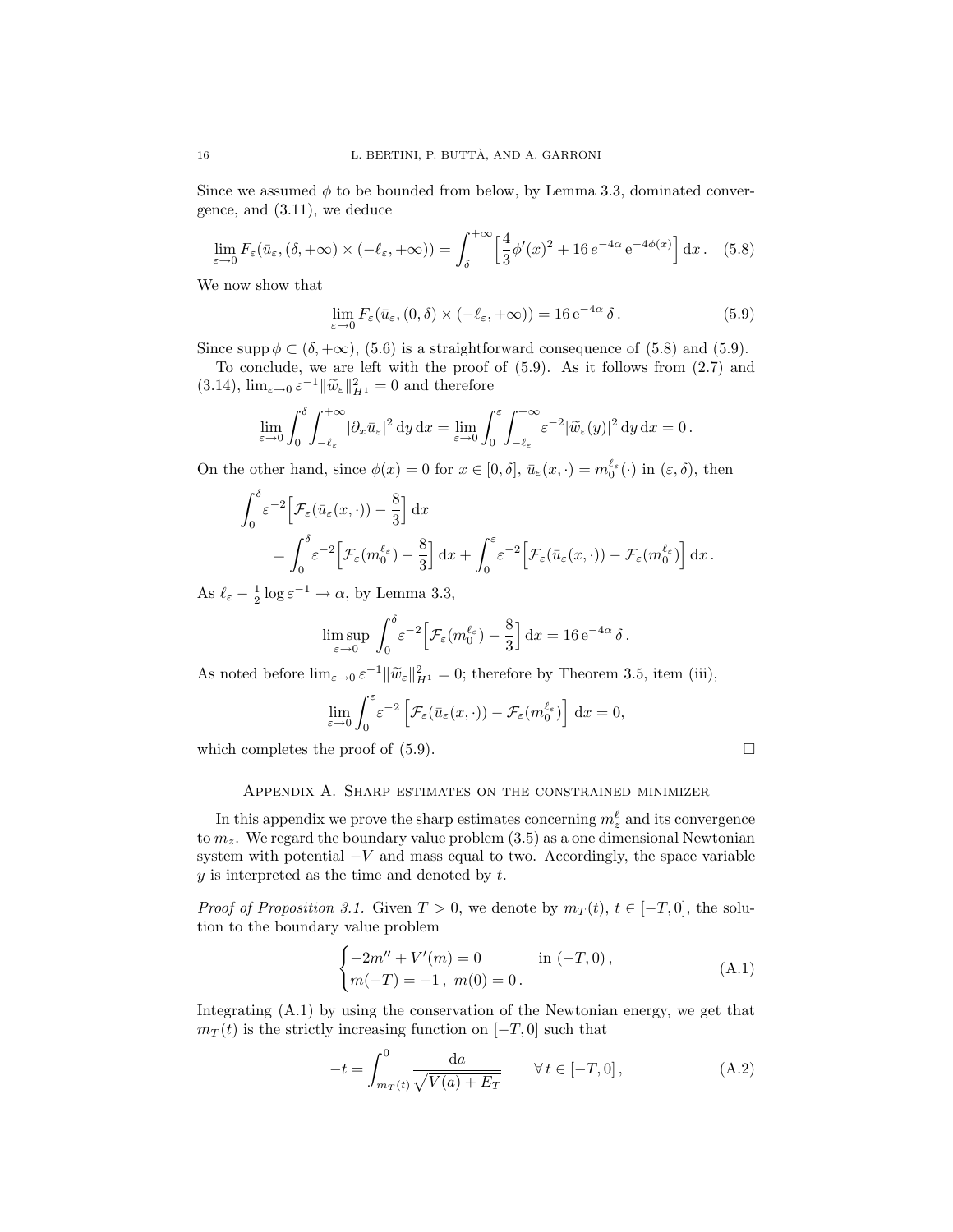Since we assumed $\phi$ to be bounded from below, by Lemma 3.3, dominated convergence, and (3.11), we deduce

$$\lim_{\varepsilon\to 0} F_\varepsilon(\bar u_\varepsilon, (\delta,+\infty)\times(-\ell_\varepsilon,+\infty)) = \int_\delta^{+\infty}\Big[\frac{4}{3}\phi'(x)^2 + 16\, e^{-4\alpha}\, e^{-4\phi(x)}\Big]\,\mathrm{d}x\,. \tag{5.8}$$

We now show that

$$\lim_{\varepsilon\to 0} F_\varepsilon(\bar u_\varepsilon, (0,\delta)\times(-\ell_\varepsilon,+\infty)) = 16\, e^{-4\alpha}\,\delta\,. \tag{5.9}$$

Since $\operatorname{supp}\phi\subset(\delta,+\infty)$, (5.6) is a straightforward consequence of (5.8) and (5.9).

To conclude, we are left with the proof of (5.9). As it follows from (2.7) and (3.14), $\lim_{\varepsilon\to 0}\varepsilon^{-1}\|\widetilde w_\varepsilon\|^2_{H^1} = 0$ and therefore

$$\lim_{\varepsilon\to 0}\int_0^\delta\int_{-\ell_\varepsilon}^{+\infty}|\partial_x \bar u_\varepsilon|^2\,\mathrm{d}y\,\mathrm{d}x = \lim_{\varepsilon\to 0}\int_0^\varepsilon\int_{-\ell_\varepsilon}^{+\infty}\varepsilon^{-2}|\widetilde w_\varepsilon(y)|^2\,\mathrm{d}y\,\mathrm{d}x = 0\,.$$

On the other hand, since $\phi(x)=0$ for $x\in[0,\delta]$, $\bar u_\varepsilon(x,\cdot) = m_0^{\ell_\varepsilon}(\cdot)$ in $(\varepsilon,\delta)$, then

$$\begin{aligned}
&\int_0^\delta \varepsilon^{-2}\Big[\mathcal{F}_\varepsilon(\bar u_\varepsilon(x,\cdot)) - \frac{8}{3}\Big]\,\mathrm{d}x \\
&\qquad = \int_0^\delta \varepsilon^{-2}\Big[\mathcal{F}_\varepsilon(m_0^{\ell_\varepsilon}) - \frac{8}{3}\Big]\,\mathrm{d}x + \int_0^\varepsilon \varepsilon^{-2}\Big[\mathcal{F}_\varepsilon(\bar u_\varepsilon(x,\cdot)) - \mathcal{F}_\varepsilon(m_0^{\ell_\varepsilon})\Big]\,\mathrm{d}x\,.
\end{aligned}$$

As $\ell_\varepsilon - \frac{1}{2}\log\varepsilon^{-1}\to\alpha$, by Lemma 3.3,

$$\limsup_{\varepsilon\to 0}\int_0^\delta \varepsilon^{-2}\Big[\mathcal{F}_\varepsilon(m_0^{\ell_\varepsilon}) - \frac{8}{3}\Big]\,\mathrm{d}x = 16\, e^{-4\alpha}\,\delta\,.$$

As noted before $\lim_{\varepsilon\to 0}\varepsilon^{-1}\|\widetilde w_\varepsilon\|^2_{H^1} = 0$; therefore by Theorem 3.5, item (iii),

$$\lim_{\varepsilon\to 0}\int_0^\varepsilon \varepsilon^{-2}\,\Big[\mathcal{F}_\varepsilon(\bar u_\varepsilon(x,\cdot)) - \mathcal{F}_\varepsilon(m_0^{\ell_\varepsilon})\Big]\,\mathrm{d}x = 0,$$

which completes the proof of (5.9). ☐

## Appendix A. Sharp estimates on the constrained minimizer

In this appendix we prove the sharp estimates concerning $m_z^\ell$ and its convergence to $\overline{m}_z$. We regard the boundary value problem (3.5) as a one dimensional Newtonian system with potential $-V$ and mass equal to two. Accordingly, the space variable $y$ is interpreted as the time and denoted by $t$.

*Proof of Proposition 3.1.* Given $T>0$, we denote by $m_T(t)$, $t\in[-T,0]$, the solution to the boundary value problem

$$\begin{cases} -2m'' + V'(m) = 0 & \text{in } (-T,0)\,,\\ m(-T) = -1\,,\ m(0) = 0\,. \end{cases} \tag{A.1}$$

Integrating (A.1) by using the conservation of the Newtonian energy, we get that $m_T(t)$ is the strictly increasing function on $[-T,0]$ such that

$$-t = \int_{m_T(t)}^0 \frac{\mathrm{d}a}{\sqrt{V(a)+E_T}} \qquad \forall\, t\in[-T,0]\,, \tag{A.2}$$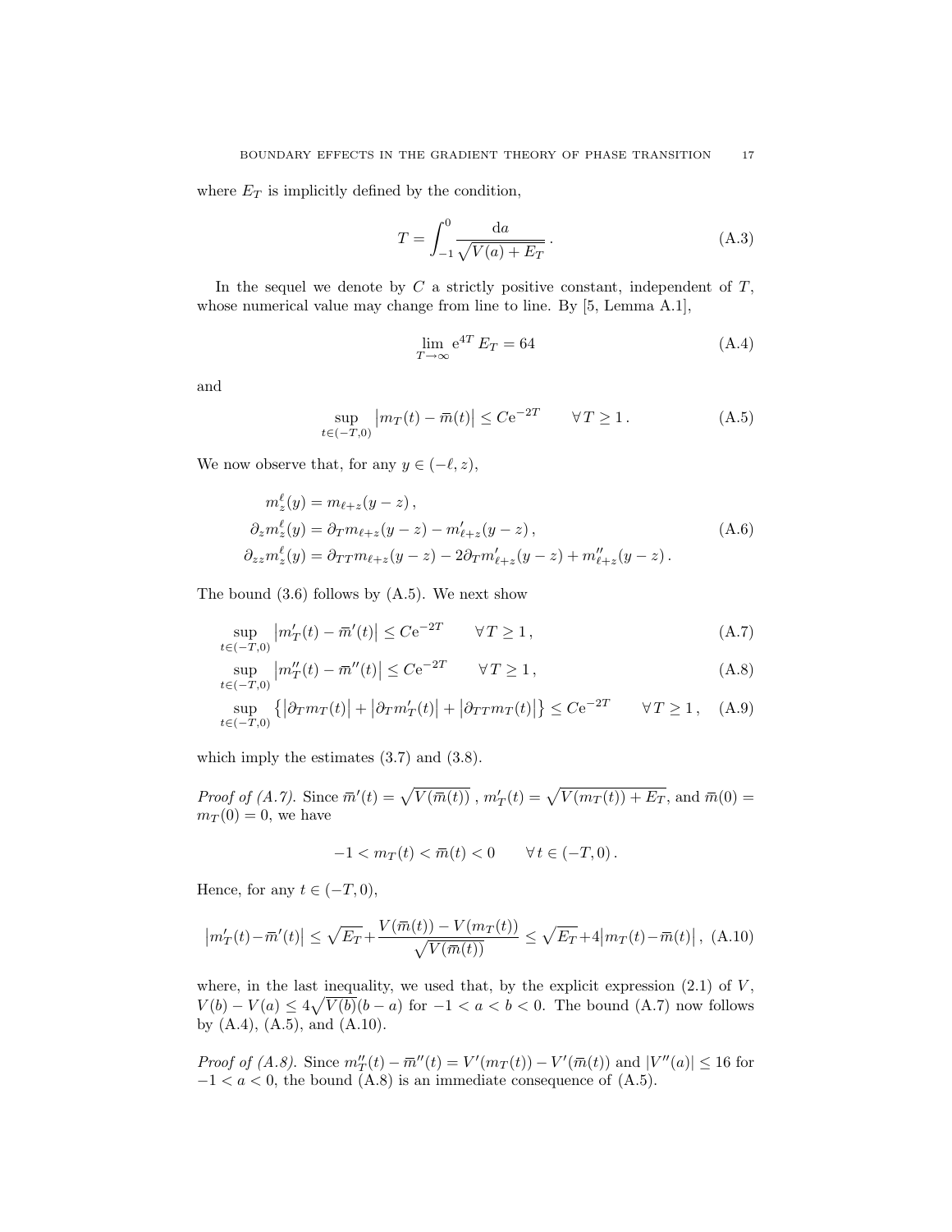where $E_T$ is implicitly defined by the condition,

$$T = \int_{-1}^{0} \frac{\mathrm{d}a}{\sqrt{V(a)+E_T}}\,. \tag{A.3}$$

In the sequel we denote by $C$ a strictly positive constant, independent of $T$, whose numerical value may change from line to line. By [5, Lemma A.1],

$$\lim_{T\to\infty} \mathrm{e}^{4T} E_T = 64 \tag{A.4}$$

and

$$\sup_{t\in(-T,0)} \big|m_T(t) - \overline{m}(t)\big| \le C\mathrm{e}^{-2T} \qquad \forall\, T\ge 1\,. \tag{A.5}$$

We now observe that, for any $y\in(-\ell,z)$,

$$\begin{aligned}
m_z^\ell(y) &= m_{\ell+z}(y-z)\,, \\
\partial_z m_z^\ell(y) &= \partial_T m_{\ell+z}(y-z) - m_{\ell+z}'(y-z)\,, \\
\partial_{zz} m_z^\ell(y) &= \partial_{TT} m_{\ell+z}(y-z) - 2\partial_T m_{\ell+z}'(y-z) + m_{\ell+z}''(y-z)\,.
\end{aligned} \tag{A.6}$$

The bound (3.6) follows by (A.5). We next show

$$\sup_{t\in(-T,0)} \big|m_T'(t) - \overline{m}'(t)\big| \le C\mathrm{e}^{-2T} \qquad \forall\, T\ge 1\,, \tag{A.7}$$

$$\sup_{t\in(-T,0)} \big|m_T''(t) - \overline{m}''(t)\big| \le C\mathrm{e}^{-2T} \qquad \forall\, T\ge 1\,, \tag{A.8}$$

$$\sup_{t\in(-T,0)} \big\{\big|\partial_T m_T(t)\big| + \big|\partial_T m_T'(t)\big| + \big|\partial_{TT} m_T(t)\big|\big\} \le C\mathrm{e}^{-2T} \qquad \forall\, T\ge 1\,, \tag{A.9}$$

which imply the estimates (3.7) and (3.8).

*Proof of (A.7).* Since $\overline{m}'(t) = \sqrt{V(\overline{m}(t))}$ , $m_T'(t) = \sqrt{V(m_T(t)) + E_T}$, and $\overline{m}(0) = m_T(0) = 0$, we have

$$-1 < m_T(t) < \overline{m}(t) < 0 \qquad \forall\, t\in(-T,0)\,.$$

Hence, for any $t\in(-T,0)$,

$$\big|m_T'(t) - \overline{m}'(t)\big| \le \sqrt{E_T} + \frac{V(\overline{m}(t)) - V(m_T(t))}{\sqrt{V(\overline{m}(t))}} \le \sqrt{E_T} + 4\big|m_T(t) - \overline{m}(t)\big|\,, \tag{A.10}$$

where, in the last inequality, we used that, by the explicit expression (2.1) of $V$, $V(b) - V(a) \le 4\sqrt{V(b)}(b-a)$ for $-1<a<b<0$. The bound (A.7) now follows by (A.4), (A.5), and (A.10).

*Proof of (A.8).* Since $m_T''(t) - \overline{m}''(t) = V'(m_T(t)) - V'(\overline{m}(t))$ and $|V''(a)|\le 16$ for $-1<a<0$, the bound (A.8) is an immediate consequence of (A.5).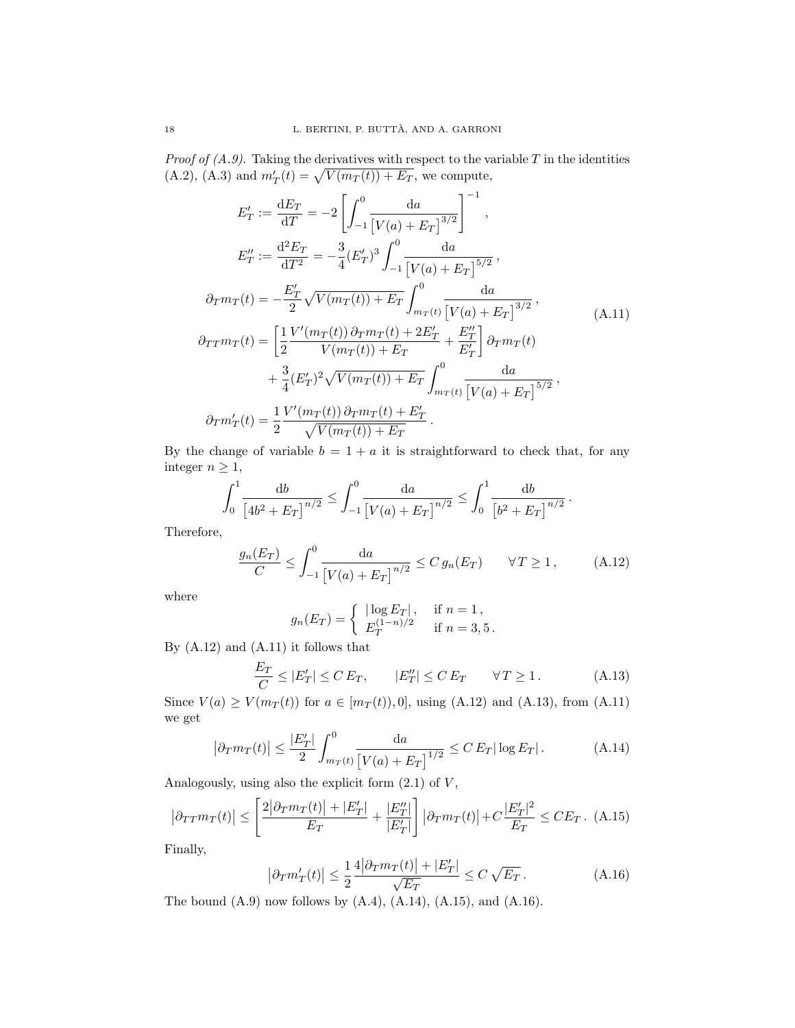*Proof of (A.9).* Taking the derivatives with respect to the variable $T$ in the identities (A.2), (A.3) and $m_T'(t) = \sqrt{V(m_T(t)) + E_T}$, we compute,

$$
\begin{aligned}
E_T' &:= \frac{\mathrm{d}E_T}{\mathrm{d}T} = -2\left[\int_{-1}^{0} \frac{\mathrm{d}a}{\big[V(a)+E_T\big]^{3/2}}\right]^{-1}, \\
E_T'' &:= \frac{\mathrm{d}^2E_T}{\mathrm{d}T^2} = -\frac{3}{4}(E_T')^3 \int_{-1}^{0} \frac{\mathrm{d}a}{\big[V(a)+E_T\big]^{5/2}}, \\
\partial_T m_T(t) &= -\frac{E_T'}{2}\sqrt{V(m_T(t))+E_T}\int_{m_T(t)}^{0} \frac{\mathrm{d}a}{\big[V(a)+E_T\big]^{3/2}}, \\
\partial_{TT} m_T(t) &= \left[\frac{1}{2}\frac{V'(m_T(t))\,\partial_T m_T(t) + 2E_T'}{V(m_T(t))+E_T} + \frac{E_T''}{E_T'}\right]\partial_T m_T(t) \\
&\quad + \frac{3}{4}(E_T')^2\sqrt{V(m_T(t))+E_T}\int_{m_T(t)}^{0} \frac{\mathrm{d}a}{\big[V(a)+E_T\big]^{5/2}}, \\
\partial_T m_T'(t) &= \frac{1}{2}\frac{V'(m_T(t))\,\partial_T m_T(t) + E_T'}{\sqrt{V(m_T(t))+E_T}}.
\end{aligned}
\tag{A.11}
$$

By the change of variable $b = 1 + a$ it is straightforward to check that, for any integer $n \ge 1$,

$$
\int_0^1 \frac{\mathrm{d}b}{\big[4b^2+E_T\big]^{n/2}} \le \int_{-1}^{0} \frac{\mathrm{d}a}{\big[V(a)+E_T\big]^{n/2}} \le \int_0^1 \frac{\mathrm{d}b}{\big[b^2+E_T\big]^{n/2}}.
$$

Therefore,

$$
\frac{g_n(E_T)}{C} \le \int_{-1}^{0} \frac{\mathrm{d}a}{\big[V(a)+E_T\big]^{n/2}} \le C\, g_n(E_T) \qquad \forall\, T \ge 1, \tag{A.12}
$$

where

$$
g_n(E_T) = \begin{cases} |\log E_T|, & \text{if } n = 1, \\ E_T^{(1-n)/2} & \text{if } n = 3, 5. \end{cases}
$$

By (A.12) and (A.11) it follows that

$$
\frac{E_T}{C} \le |E_T'| \le C\, E_T, \qquad |E_T''| \le C\, E_T \qquad \forall\, T \ge 1. \tag{A.13}
$$

Since $V(a) \ge V(m_T(t))$ for $a \in [m_T(t)), 0]$, using (A.12) and (A.13), from (A.11) we get

$$
\big|\partial_T m_T(t)\big| \le \frac{|E_T'|}{2}\int_{m_T(t)}^{0} \frac{\mathrm{d}a}{\big[V(a)+E_T\big]^{1/2}} \le C\, E_T |\log E_T|. \tag{A.14}
$$

Analogously, using also the explicit form (2.1) of $V$,

$$
\big|\partial_{TT} m_T(t)\big| \le \left[\frac{2\big|\partial_T m_T(t)\big| + |E_T'|}{E_T} + \frac{|E_T''|}{|E_T'|}\right]\big|\partial_T m_T(t)\big| + C\frac{|E_T'|^2}{E_T} \le C E_T. \tag{A.15}
$$

Finally,

$$
\big|\partial_T m_T'(t)\big| \le \frac{1}{2}\frac{4\big|\partial_T m_T(t)\big| + |E_T'|}{\sqrt{E_T}} \le C\,\sqrt{E_T}. \tag{A.16}
$$

The bound (A.9) now follows by (A.4), (A.14), (A.15), and (A.16).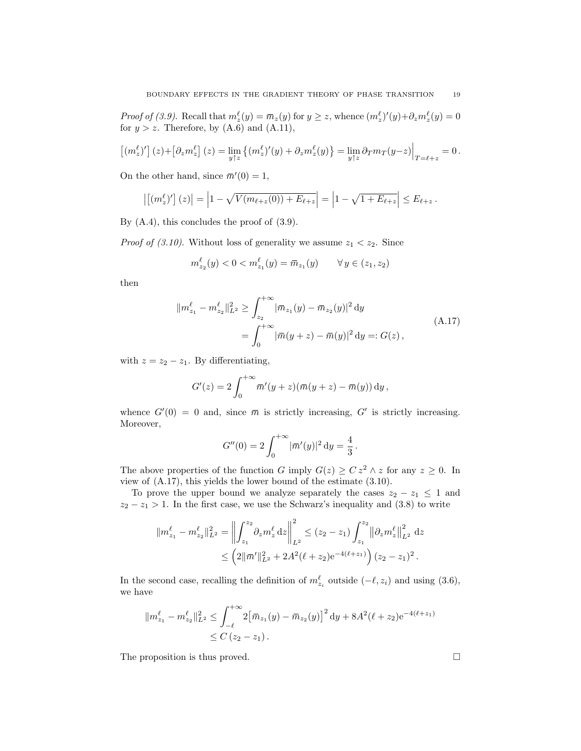*Proof of (3.9).* Recall that $m_z^\ell(y) = \bar{m}_z(y)$ for $y \ge z$, whence $(m_z^\ell)'(y) + \partial_z m_z^\ell(y) = 0$ for $y > z$. Therefore, by (A.6) and (A.11),

$$\left[(m_z^\ell)'\right](z) + \left[\partial_z m_z^\ell\right](z) = \lim_{y \uparrow z} \left\{ (m_z^\ell)'(y) + \partial_z m_z^\ell(y) \right\} = \lim_{y\uparrow z} \partial_T m_T(y-z)\Big|_{T=\ell+z} = 0\,.$$

On the other hand, since $\bar{m}'(0) = 1$,

$$\left|\left[(m_z^\ell)'\right](z)\right| = \left|1 - \sqrt{V(m_{\ell+z}(0)) + E_{\ell+z}}\right| = \left|1 - \sqrt{1 + E_{\ell+z}}\right| \le E_{\ell+z}\,.$$

By (A.4), this concludes the proof of (3.9).

*Proof of (3.10).* Without loss of generality we assume $z_1 < z_2$. Since

$$m_{z_2}^\ell(y) < 0 < m_{z_1}^\ell(y) = \bar{m}_{z_1}(y) \qquad \forall\, y \in (z_1, z_2)$$

then

$$\begin{aligned} \|m_{z_1}^\ell - m_{z_2}^\ell\|_{L^2}^2 &\ge \int_{z_2}^{+\infty} |\bar{m}_{z_1}(y) - \bar{m}_{z_2}(y)|^2 \,\mathrm{d}y \\ &= \int_0^{+\infty} |\bar{m}(y+z) - \bar{m}(y)|^2\,\mathrm{d}y =: G(z)\,, \end{aligned} \tag{A.17}$$

with $z = z_2 - z_1$. By differentiating,

$$G'(z) = 2\int_0^{+\infty} \bar{m}'(y+z)(\bar{m}(y+z) - \bar{m}(y))\,\mathrm{d}y\,,$$

whence $G'(0) = 0$ and, since $\bar{m}$ is strictly increasing, $G'$ is strictly increasing. Moreover,

$$G''(0) = 2\int_0^{+\infty} |\bar{m}'(y)|^2\,\mathrm{d}y = \frac{4}{3}\,.$$

The above properties of the function $G$ imply $G(z) \ge C\,z^2 \wedge z$ for any $z \ge 0$. In view of (A.17), this yields the lower bound of the estimate (3.10).

To prove the upper bound we analyze separately the cases $z_2 - z_1 \le 1$ and $z_2 - z_1 > 1$. In the first case, we use the Schwarz's inequality and (3.8) to write

$$\begin{aligned} \|m_{z_1}^\ell - m_{z_2}^\ell\|_{L^2}^2 &= \left\| \int_{z_1}^{z_2} \partial_z m_z^\ell \,\mathrm{d}z \right\|_{L^2}^2 \le (z_2 - z_1)\int_{z_1}^{z_2} \left\|\partial_z m_z^\ell\right\|_{L^2}^2\,\mathrm{d}z \\ &\le \left(2\|\bar{m}'\|_{L^2}^2 + 2A^2(\ell+z_2)\mathrm{e}^{-4(\ell+z_1)}\right)(z_2-z_1)^2\,. \end{aligned}$$

In the second case, recalling the definition of $m_{z_i}^\ell$ outside $(-\ell, z_i)$ and using (3.6), we have

$$\begin{aligned} \|m_{z_1}^\ell - m_{z_2}^\ell\|_{L^2}^2 &\le \int_{-\ell}^{+\infty} 2\left[\bar{m}_{z_1}(y) - \bar{m}_{z_2}(y)\right]^2\,\mathrm{d}y + 8A^2(\ell+z_2)\mathrm{e}^{-4(\ell+z_1)} \\ &\le C\,(z_2 - z_1)\,. \end{aligned}$$

The proposition is thus proved. $\square$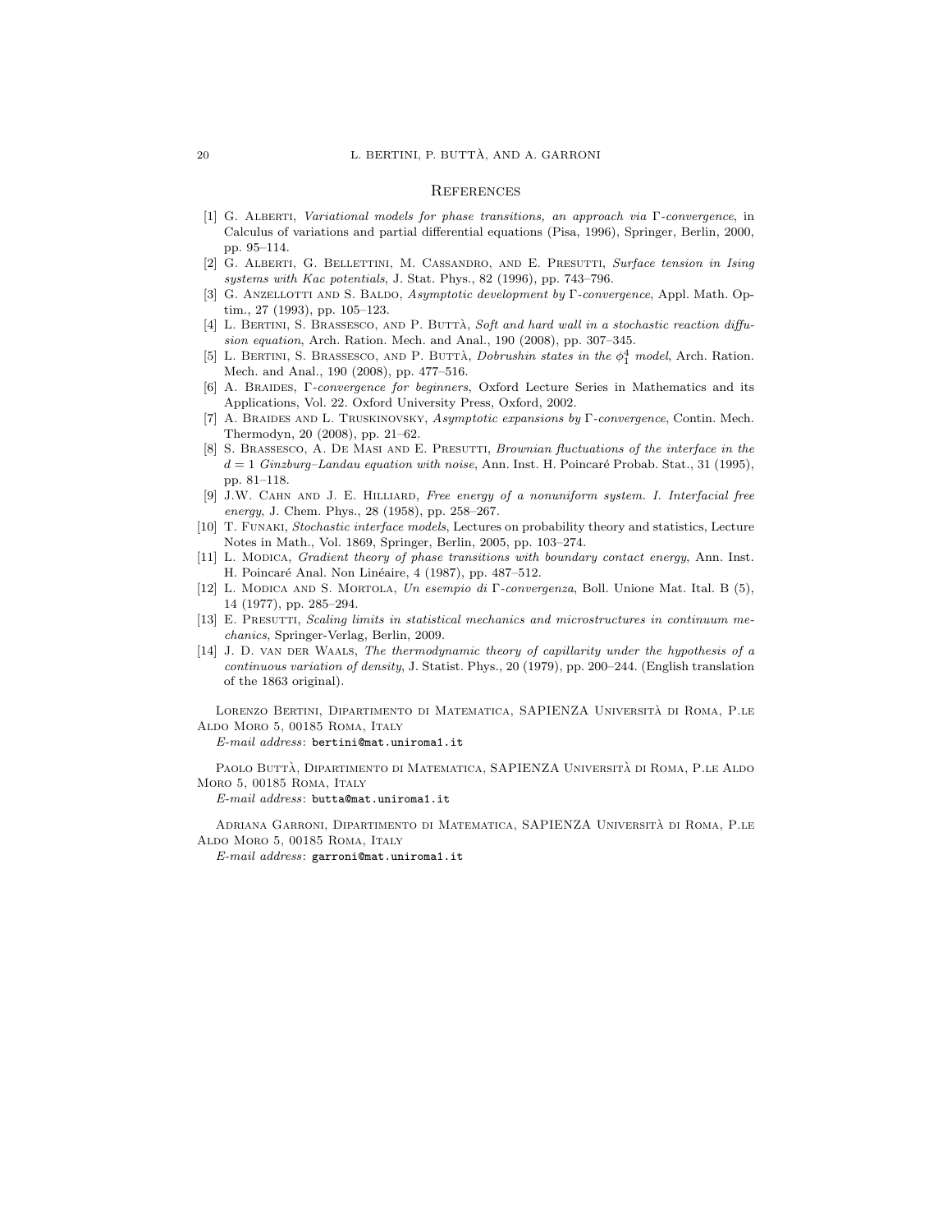## References

[1] G. Alberti, *Variational models for phase transitions, an approach via* $\Gamma$*-convergence*, in Calculus of variations and partial differential equations (Pisa, 1996), Springer, Berlin, 2000, pp. 95–114.

[2] G. Alberti, G. Bellettini, M. Cassandro, and E. Presutti, *Surface tension in Ising systems with Kac potentials*, J. Stat. Phys., 82 (1996), pp. 743–796.

[3] G. Anzellotti and S. Baldo, *Asymptotic development by* $\Gamma$*-convergence*, Appl. Math. Optim., 27 (1993), pp. 105–123.

[4] L. Bertini, S. Brassesco, and P. Buttà, *Soft and hard wall in a stochastic reaction diffusion equation*, Arch. Ration. Mech. and Anal., 190 (2008), pp. 307–345.

[5] L. Bertini, S. Brassesco, and P. Buttà, *Dobrushin states in the* $\phi^4_1$ *model*, Arch. Ration. Mech. and Anal., 190 (2008), pp. 477–516.

[6] A. Braides, $\Gamma$*-convergence for beginners*, Oxford Lecture Series in Mathematics and its Applications, Vol. 22. Oxford University Press, Oxford, 2002.

[7] A. Braides and L. Truskinovsky, *Asymptotic expansions by* $\Gamma$*-convergence*, Contin. Mech. Thermodyn, 20 (2008), pp. 21–62.

[8] S. Brassesco, A. De Masi and E. Presutti, *Brownian fluctuations of the interface in the* $d = 1$ *Ginzburg–Landau equation with noise*, Ann. Inst. H. Poincaré Probab. Stat., 31 (1995), pp. 81–118.

[9] J.W. Cahn and J. E. Hilliard, *Free energy of a nonuniform system. I. Interfacial free energy*, J. Chem. Phys., 28 (1958), pp. 258–267.

[10] T. Funaki, *Stochastic interface models*, Lectures on probability theory and statistics, Lecture Notes in Math., Vol. 1869, Springer, Berlin, 2005, pp. 103–274.

[11] L. Modica, *Gradient theory of phase transitions with boundary contact energy*, Ann. Inst. H. Poincaré Anal. Non Linéaire, 4 (1987), pp. 487–512.

[12] L. Modica and S. Mortola, *Un esempio di* $\Gamma$*-convergenza*, Boll. Unione Mat. Ital. B (5), 14 (1977), pp. 285–294.

[13] E. Presutti, *Scaling limits in statistical mechanics and microstructures in continuum mechanics*, Springer-Verlag, Berlin, 2009.

[14] J. D. van der Waals, *The thermodynamic theory of capillarity under the hypothesis of a continuous variation of density*, J. Statist. Phys., 20 (1979), pp. 200–244. (English translation of the 1863 original).

Lorenzo Bertini, Dipartimento di Matematica, SAPIENZA Università di Roma, P.le Aldo Moro 5, 00185 Roma, Italy

*E-mail address*: bertini@mat.uniroma1.it

Paolo Buttà, Dipartimento di Matematica, SAPIENZA Università di Roma, P.le Aldo Moro 5, 00185 Roma, Italy

*E-mail address*: butta@mat.uniroma1.it

Adriana Garroni, Dipartimento di Matematica, SAPIENZA Università di Roma, P.le Aldo Moro 5, 00185 Roma, Italy

*E-mail address*: garroni@mat.uniroma1.it